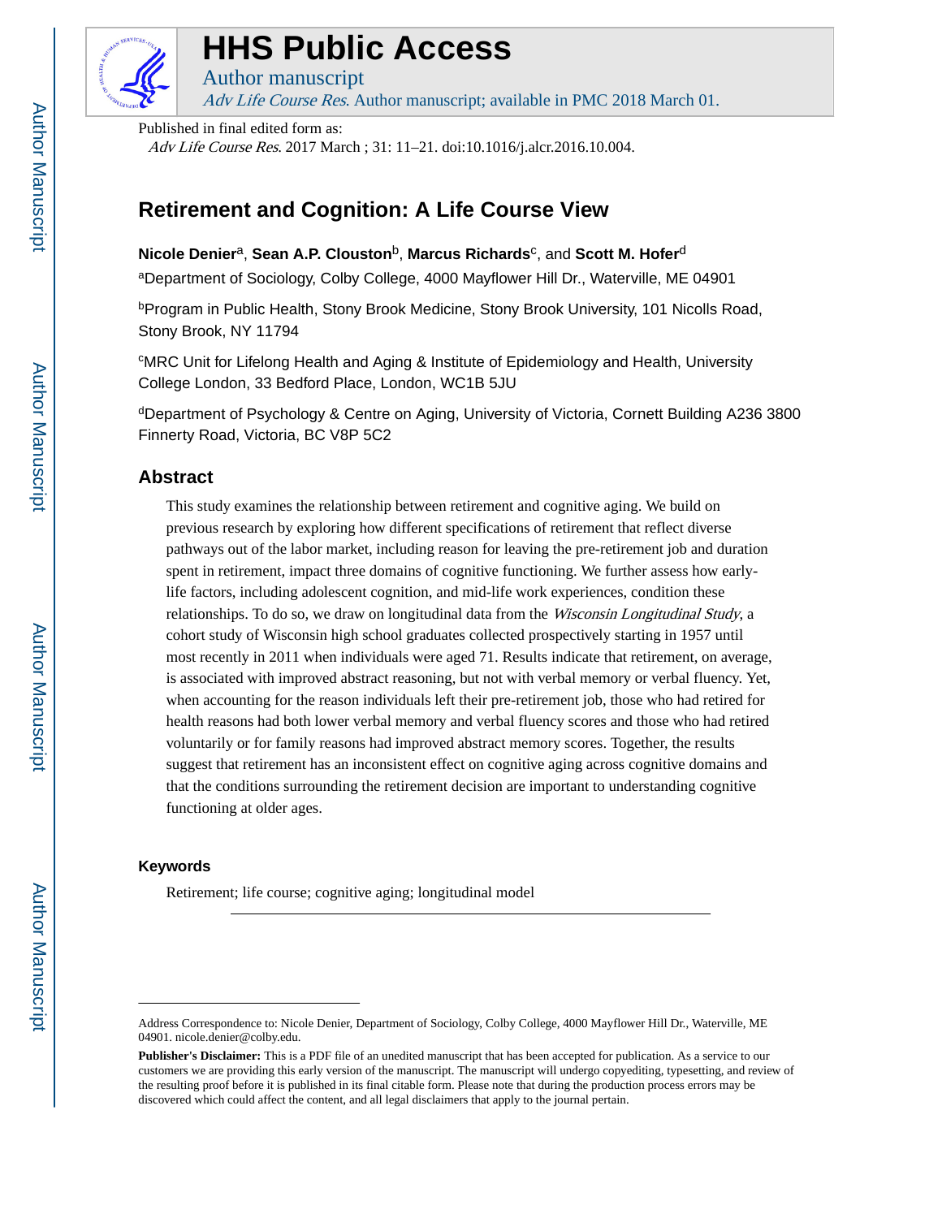# HHS Public Access

Author manuscript

*Adv Life Course Res*. Author manuscript; available in PMC 2018 March 01.

Published in final edited form as:

*Adv Life Course Res*. 2017 March ; 31: 11–21. doi:10.1016/j.alcr.2016.10.004.

## Retirement and Cognition: A Life Course View

**Nicole Denier**[a], **Sean A.P. Clouston**[b], **Marcus Richards**[c], and **Scott M. Hofer**[d]

[a]Department of Sociology, Colby College, 4000 Mayflower Hill Dr., Waterville, ME 04901

[b]Program in Public Health, Stony Brook Medicine, Stony Brook University, 101 Nicolls Road, Stony Brook, NY 11794

[c]MRC Unit for Lifelong Health and Aging & Institute of Epidemiology and Health, University College London, 33 Bedford Place, London, WC1B 5JU

[d]Department of Psychology & Centre on Aging, University of Victoria, Cornett Building A236 3800 Finnerty Road, Victoria, BC V8P 5C2

## Abstract

This study examines the relationship between retirement and cognitive aging. We build on previous research by exploring how different specifications of retirement that reflect diverse pathways out of the labor market, including reason for leaving the pre-retirement job and duration spent in retirement, impact three domains of cognitive functioning. We further assess how early-life factors, including adolescent cognition, and mid-life work experiences, condition these relationships. To do so, we draw on longitudinal data from the *Wisconsin Longitudinal Study*, a cohort study of Wisconsin high school graduates collected prospectively starting in 1957 until most recently in 2011 when individuals were aged 71. Results indicate that retirement, on average, is associated with improved abstract reasoning, but not with verbal memory or verbal fluency. Yet, when accounting for the reason individuals left their pre-retirement job, those who had retired for health reasons had both lower verbal memory and verbal fluency scores and those who had retired voluntarily or for family reasons had improved abstract memory scores. Together, the results suggest that retirement has an inconsistent effect on cognitive aging across cognitive domains and that the conditions surrounding the retirement decision are important to understanding cognitive functioning at older ages.

### Keywords

Retirement; life course; cognitive aging; longitudinal model

---

Address Correspondence to: Nicole Denier, Department of Sociology, Colby College, 4000 Mayflower Hill Dr., Waterville, ME 04901. nicole.denier@colby.edu.

**Publisher's Disclaimer:** This is a PDF file of an unedited manuscript that has been accepted for publication. As a service to our customers we are providing this early version of the manuscript. The manuscript will undergo copyediting, typesetting, and review of the resulting proof before it is published in its final citable form. Please note that during the production process errors may be discovered which could affect the content, and all legal disclaimers that apply to the journal pertain.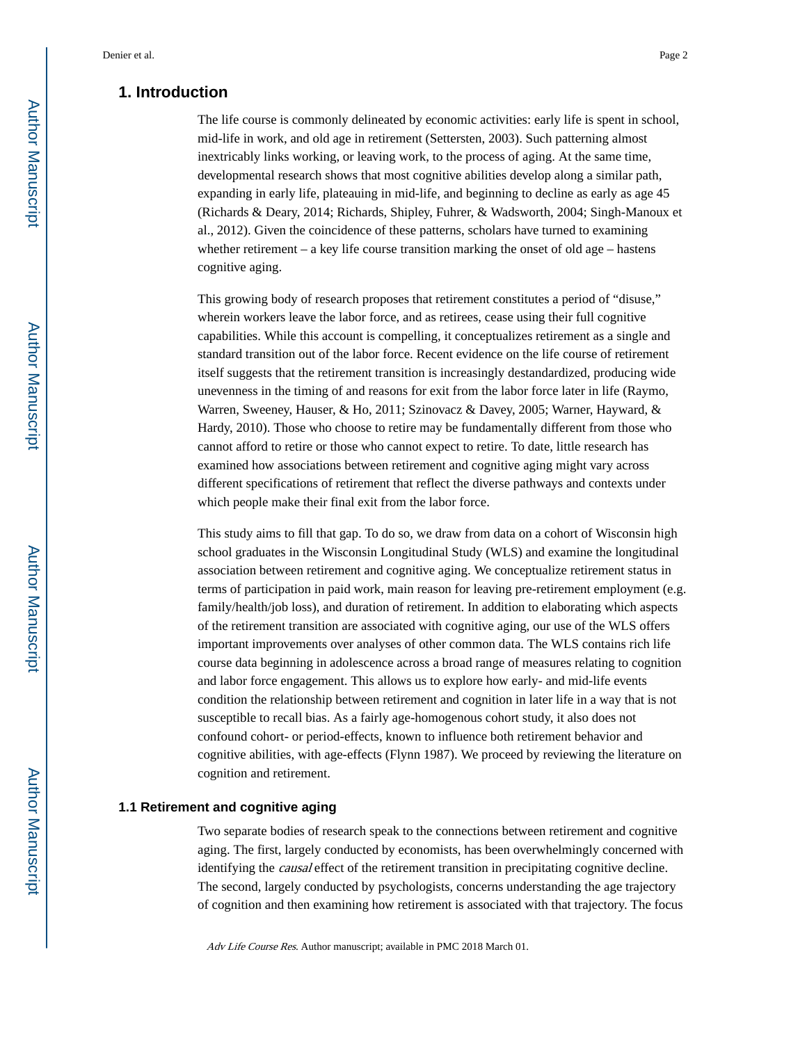# 1. Introduction

The life course is commonly delineated by economic activities: early life is spent in school, mid-life in work, and old age in retirement (Settersten, 2003). Such patterning almost inextricably links working, or leaving work, to the process of aging. At the same time, developmental research shows that most cognitive abilities develop along a similar path, expanding in early life, plateauing in mid-life, and beginning to decline as early as age 45 (Richards & Deary, 2014; Richards, Shipley, Fuhrer, & Wadsworth, 2004; Singh-Manoux et al., 2012). Given the coincidence of these patterns, scholars have turned to examining whether retirement – a key life course transition marking the onset of old age – hastens cognitive aging.

This growing body of research proposes that retirement constitutes a period of "disuse," wherein workers leave the labor force, and as retirees, cease using their full cognitive capabilities. While this account is compelling, it conceptualizes retirement as a single and standard transition out of the labor force. Recent evidence on the life course of retirement itself suggests that the retirement transition is increasingly destandardized, producing wide unevenness in the timing of and reasons for exit from the labor force later in life (Raymo, Warren, Sweeney, Hauser, & Ho, 2011; Szinovacz & Davey, 2005; Warner, Hayward, & Hardy, 2010). Those who choose to retire may be fundamentally different from those who cannot afford to retire or those who cannot expect to retire. To date, little research has examined how associations between retirement and cognitive aging might vary across different specifications of retirement that reflect the diverse pathways and contexts under which people make their final exit from the labor force.

This study aims to fill that gap. To do so, we draw from data on a cohort of Wisconsin high school graduates in the Wisconsin Longitudinal Study (WLS) and examine the longitudinal association between retirement and cognitive aging. We conceptualize retirement status in terms of participation in paid work, main reason for leaving pre-retirement employment (e.g. family/health/job loss), and duration of retirement. In addition to elaborating which aspects of the retirement transition are associated with cognitive aging, our use of the WLS offers important improvements over analyses of other common data. The WLS contains rich life course data beginning in adolescence across a broad range of measures relating to cognition and labor force engagement. This allows us to explore how early- and mid-life events condition the relationship between retirement and cognition in later life in a way that is not susceptible to recall bias. As a fairly age-homogenous cohort study, it also does not confound cohort- or period-effects, known to influence both retirement behavior and cognitive abilities, with age-effects (Flynn 1987). We proceed by reviewing the literature on cognition and retirement.

## 1.1 Retirement and cognitive aging

Two separate bodies of research speak to the connections between retirement and cognitive aging. The first, largely conducted by economists, has been overwhelmingly concerned with identifying the *causal* effect of the retirement transition in precipitating cognitive decline. The second, largely conducted by psychologists, concerns understanding the age trajectory of cognition and then examining how retirement is associated with that trajectory. The focus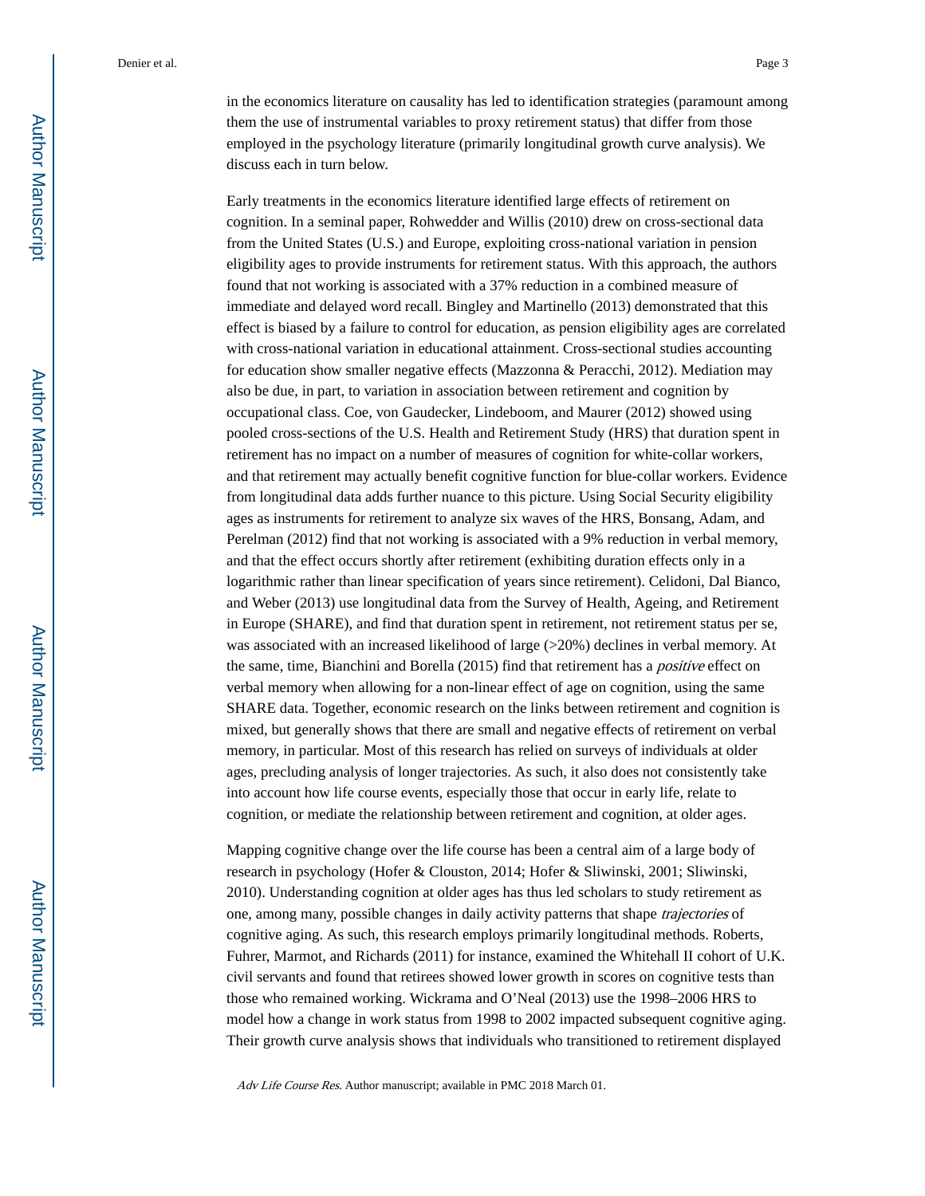in the economics literature on causality has led to identification strategies (paramount among them the use of instrumental variables to proxy retirement status) that differ from those employed in the psychology literature (primarily longitudinal growth curve analysis). We discuss each in turn below.

Early treatments in the economics literature identified large effects of retirement on cognition. In a seminal paper, Rohwedder and Willis (2010) drew on cross-sectional data from the United States (U.S.) and Europe, exploiting cross-national variation in pension eligibility ages to provide instruments for retirement status. With this approach, the authors found that not working is associated with a 37% reduction in a combined measure of immediate and delayed word recall. Bingley and Martinello (2013) demonstrated that this effect is biased by a failure to control for education, as pension eligibility ages are correlated with cross-national variation in educational attainment. Cross-sectional studies accounting for education show smaller negative effects (Mazzonna & Peracchi, 2012). Mediation may also be due, in part, to variation in association between retirement and cognition by occupational class. Coe, von Gaudecker, Lindeboom, and Maurer (2012) showed using pooled cross-sections of the U.S. Health and Retirement Study (HRS) that duration spent in retirement has no impact on a number of measures of cognition for white-collar workers, and that retirement may actually benefit cognitive function for blue-collar workers. Evidence from longitudinal data adds further nuance to this picture. Using Social Security eligibility ages as instruments for retirement to analyze six waves of the HRS, Bonsang, Adam, and Perelman (2012) find that not working is associated with a 9% reduction in verbal memory, and that the effect occurs shortly after retirement (exhibiting duration effects only in a logarithmic rather than linear specification of years since retirement). Celidoni, Dal Bianco, and Weber (2013) use longitudinal data from the Survey of Health, Ageing, and Retirement in Europe (SHARE), and find that duration spent in retirement, not retirement status per se, was associated with an increased likelihood of large (>20%) declines in verbal memory. At the same, time, Bianchini and Borella (2015) find that retirement has a *positive* effect on verbal memory when allowing for a non-linear effect of age on cognition, using the same SHARE data. Together, economic research on the links between retirement and cognition is mixed, but generally shows that there are small and negative effects of retirement on verbal memory, in particular. Most of this research has relied on surveys of individuals at older ages, precluding analysis of longer trajectories. As such, it also does not consistently take into account how life course events, especially those that occur in early life, relate to cognition, or mediate the relationship between retirement and cognition, at older ages.

Mapping cognitive change over the life course has been a central aim of a large body of research in psychology (Hofer & Clouston, 2014; Hofer & Sliwinski, 2001; Sliwinski, 2010). Understanding cognition at older ages has thus led scholars to study retirement as one, among many, possible changes in daily activity patterns that shape *trajectories* of cognitive aging. As such, this research employs primarily longitudinal methods. Roberts, Fuhrer, Marmot, and Richards (2011) for instance, examined the Whitehall II cohort of U.K. civil servants and found that retirees showed lower growth in scores on cognitive tests than those who remained working. Wickrama and O'Neal (2013) use the 1998–2006 HRS to model how a change in work status from 1998 to 2002 impacted subsequent cognitive aging. Their growth curve analysis shows that individuals who transitioned to retirement displayed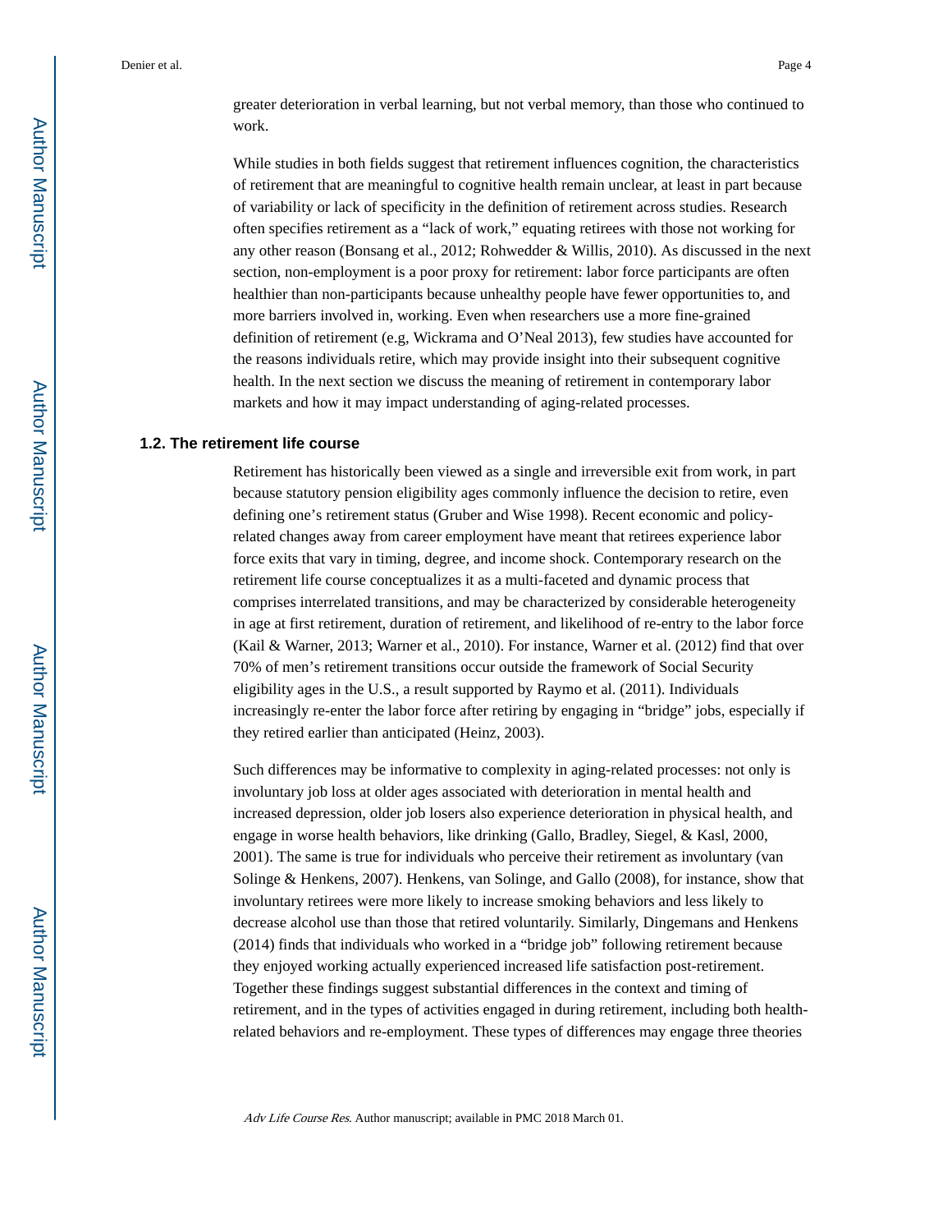greater deterioration in verbal learning, but not verbal memory, than those who continued to work.

While studies in both fields suggest that retirement influences cognition, the characteristics of retirement that are meaningful to cognitive health remain unclear, at least in part because of variability or lack of specificity in the definition of retirement across studies. Research often specifies retirement as a "lack of work," equating retirees with those not working for any other reason (Bonsang et al., 2012; Rohwedder & Willis, 2010). As discussed in the next section, non-employment is a poor proxy for retirement: labor force participants are often healthier than non-participants because unhealthy people have fewer opportunities to, and more barriers involved in, working. Even when researchers use a more fine-grained definition of retirement (e.g, Wickrama and O'Neal 2013), few studies have accounted for the reasons individuals retire, which may provide insight into their subsequent cognitive health. In the next section we discuss the meaning of retirement in contemporary labor markets and how it may impact understanding of aging-related processes.

### 1.2. The retirement life course

Retirement has historically been viewed as a single and irreversible exit from work, in part because statutory pension eligibility ages commonly influence the decision to retire, even defining one's retirement status (Gruber and Wise 1998). Recent economic and policy-related changes away from career employment have meant that retirees experience labor force exits that vary in timing, degree, and income shock. Contemporary research on the retirement life course conceptualizes it as a multi-faceted and dynamic process that comprises interrelated transitions, and may be characterized by considerable heterogeneity in age at first retirement, duration of retirement, and likelihood of re-entry to the labor force (Kail & Warner, 2013; Warner et al., 2010). For instance, Warner et al. (2012) find that over 70% of men's retirement transitions occur outside the framework of Social Security eligibility ages in the U.S., a result supported by Raymo et al. (2011). Individuals increasingly re-enter the labor force after retiring by engaging in "bridge" jobs, especially if they retired earlier than anticipated (Heinz, 2003).

Such differences may be informative to complexity in aging-related processes: not only is involuntary job loss at older ages associated with deterioration in mental health and increased depression, older job losers also experience deterioration in physical health, and engage in worse health behaviors, like drinking (Gallo, Bradley, Siegel, & Kasl, 2000, 2001). The same is true for individuals who perceive their retirement as involuntary (van Solinge & Henkens, 2007). Henkens, van Solinge, and Gallo (2008), for instance, show that involuntary retirees were more likely to increase smoking behaviors and less likely to decrease alcohol use than those that retired voluntarily. Similarly, Dingemans and Henkens (2014) finds that individuals who worked in a "bridge job" following retirement because they enjoyed working actually experienced increased life satisfaction post-retirement. Together these findings suggest substantial differences in the context and timing of retirement, and in the types of activities engaged in during retirement, including both health-related behaviors and re-employment. These types of differences may engage three theories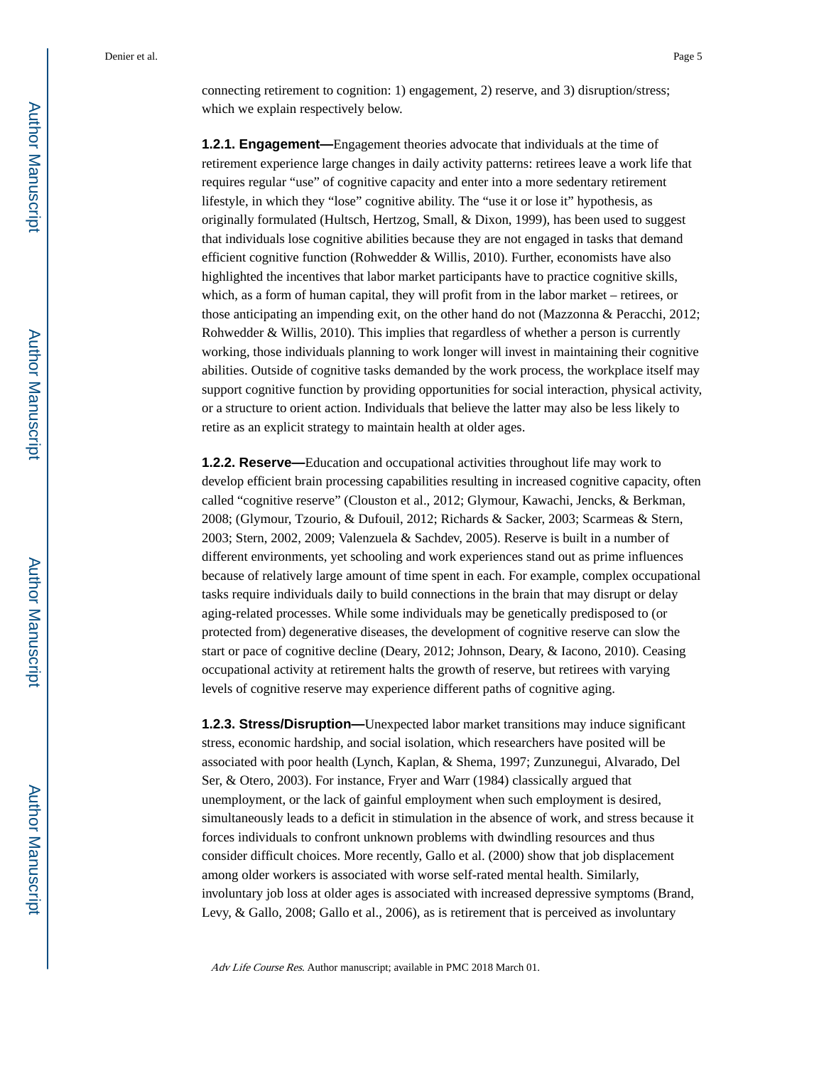connecting retirement to cognition: 1) engagement, 2) reserve, and 3) disruption/stress; which we explain respectively below.

#### 1.2.1. Engagement

**1.2.1. Engagement—**Engagement theories advocate that individuals at the time of retirement experience large changes in daily activity patterns: retirees leave a work life that requires regular "use" of cognitive capacity and enter into a more sedentary retirement lifestyle, in which they "lose" cognitive ability. The "use it or lose it" hypothesis, as originally formulated (Hultsch, Hertzog, Small, & Dixon, 1999), has been used to suggest that individuals lose cognitive abilities because they are not engaged in tasks that demand efficient cognitive function (Rohwedder & Willis, 2010). Further, economists have also highlighted the incentives that labor market participants have to practice cognitive skills, which, as a form of human capital, they will profit from in the labor market – retirees, or those anticipating an impending exit, on the other hand do not (Mazzonna & Peracchi, 2012; Rohwedder & Willis, 2010). This implies that regardless of whether a person is currently working, those individuals planning to work longer will invest in maintaining their cognitive abilities. Outside of cognitive tasks demanded by the work process, the workplace itself may support cognitive function by providing opportunities for social interaction, physical activity, or a structure to orient action. Individuals that believe the latter may also be less likely to retire as an explicit strategy to maintain health at older ages.

**1.2.2. Reserve—**Education and occupational activities throughout life may work to develop efficient brain processing capabilities resulting in increased cognitive capacity, often called "cognitive reserve" (Clouston et al., 2012; Glymour, Kawachi, Jencks, & Berkman, 2008; (Glymour, Tzourio, & Dufouil, 2012; Richards & Sacker, 2003; Scarmeas & Stern, 2003; Stern, 2002, 2009; Valenzuela & Sachdev, 2005). Reserve is built in a number of different environments, yet schooling and work experiences stand out as prime influences because of relatively large amount of time spent in each. For example, complex occupational tasks require individuals daily to build connections in the brain that may disrupt or delay aging-related processes. While some individuals may be genetically predisposed to (or protected from) degenerative diseases, the development of cognitive reserve can slow the start or pace of cognitive decline (Deary, 2012; Johnson, Deary, & Iacono, 2010). Ceasing occupational activity at retirement halts the growth of reserve, but retirees with varying levels of cognitive reserve may experience different paths of cognitive aging.

**1.2.3. Stress/Disruption—**Unexpected labor market transitions may induce significant stress, economic hardship, and social isolation, which researchers have posited will be associated with poor health (Lynch, Kaplan, & Shema, 1997; Zunzunegui, Alvarado, Del Ser, & Otero, 2003). For instance, Fryer and Warr (1984) classically argued that unemployment, or the lack of gainful employment when such employment is desired, simultaneously leads to a deficit in stimulation in the absence of work, and stress because it forces individuals to confront unknown problems with dwindling resources and thus consider difficult choices. More recently, Gallo et al. (2000) show that job displacement among older workers is associated with worse self-rated mental health. Similarly, involuntary job loss at older ages is associated with increased depressive symptoms (Brand, Levy, & Gallo, 2008; Gallo et al., 2006), as is retirement that is perceived as involuntary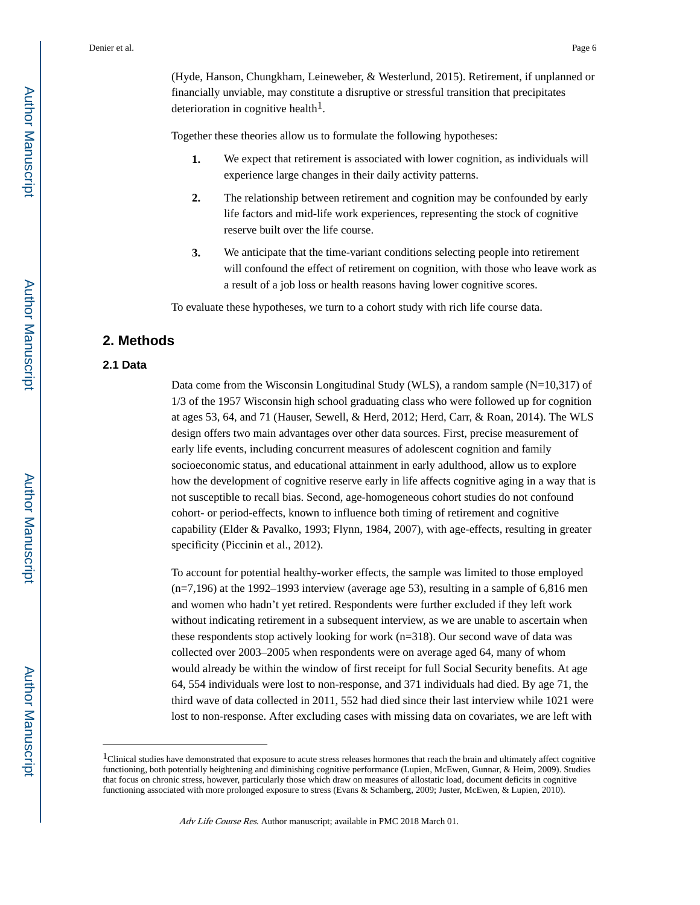(Hyde, Hanson, Chungkham, Leineweber, & Westerlund, 2015). Retirement, if unplanned or financially unviable, may constitute a disruptive or stressful transition that precipitates deterioration in cognitive health[1].

Together these theories allow us to formulate the following hypotheses:

1. We expect that retirement is associated with lower cognition, as individuals will experience large changes in their daily activity patterns.
2. The relationship between retirement and cognition may be confounded by early life factors and mid-life work experiences, representing the stock of cognitive reserve built over the life course.
3. We anticipate that the time-variant conditions selecting people into retirement will confound the effect of retirement on cognition, with those who leave work as a result of a job loss or health reasons having lower cognitive scores.

To evaluate these hypotheses, we turn to a cohort study with rich life course data.

## 2. Methods

### 2.1 Data

Data come from the Wisconsin Longitudinal Study (WLS), a random sample (N=10,317) of 1/3 of the 1957 Wisconsin high school graduating class who were followed up for cognition at ages 53, 64, and 71 (Hauser, Sewell, & Herd, 2012; Herd, Carr, & Roan, 2014). The WLS design offers two main advantages over other data sources. First, precise measurement of early life events, including concurrent measures of adolescent cognition and family socioeconomic status, and educational attainment in early adulthood, allow us to explore how the development of cognitive reserve early in life affects cognitive aging in a way that is not susceptible to recall bias. Second, age-homogeneous cohort studies do not confound cohort- or period-effects, known to influence both timing of retirement and cognitive capability (Elder & Pavalko, 1993; Flynn, 1984, 2007), with age-effects, resulting in greater specificity (Piccinin et al., 2012).

To account for potential healthy-worker effects, the sample was limited to those employed (n=7,196) at the 1992–1993 interview (average age 53), resulting in a sample of 6,816 men and women who hadn't yet retired. Respondents were further excluded if they left work without indicating retirement in a subsequent interview, as we are unable to ascertain when these respondents stop actively looking for work (n=318). Our second wave of data was collected over 2003–2005 when respondents were on average aged 64, many of whom would already be within the window of first receipt for full Social Security benefits. At age 64, 554 individuals were lost to non-response, and 371 individuals had died. By age 71, the third wave of data collected in 2011, 552 had died since their last interview while 1021 were lost to non-response. After excluding cases with missing data on covariates, we are left with

---

[1]Clinical studies have demonstrated that exposure to acute stress releases hormones that reach the brain and ultimately affect cognitive functioning, both potentially heightening and diminishing cognitive performance (Lupien, McEwen, Gunnar, & Heim, 2009). Studies that focus on chronic stress, however, particularly those which draw on measures of allostatic load, document deficits in cognitive functioning associated with more prolonged exposure to stress (Evans & Schamberg, 2009; Juster, McEwen, & Lupien, 2010).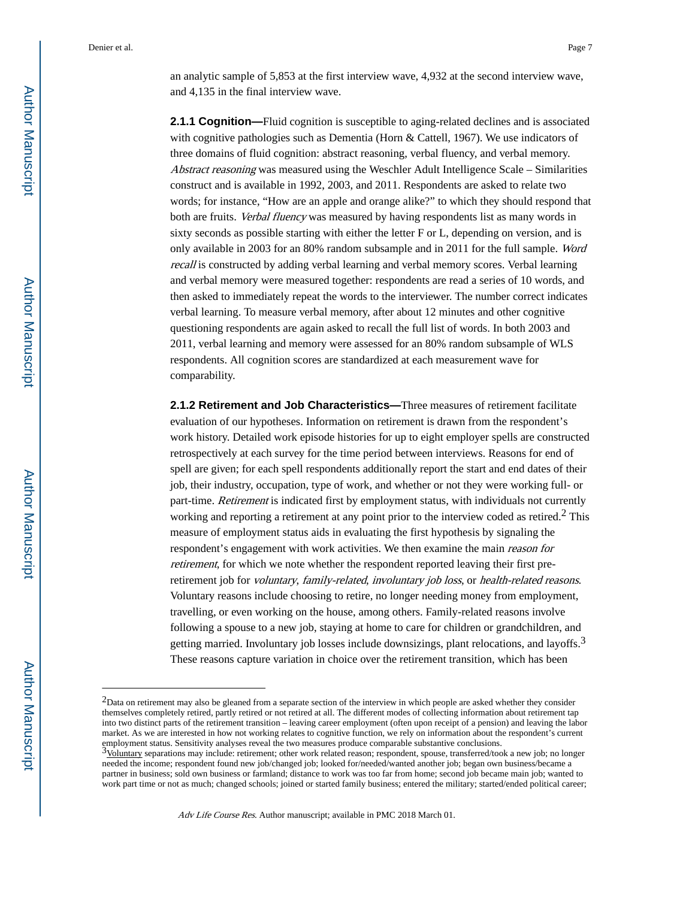an analytic sample of 5,853 at the first interview wave, 4,932 at the second interview wave, and 4,135 in the final interview wave.

**2.1.1 Cognition—**Fluid cognition is susceptible to aging-related declines and is associated with cognitive pathologies such as Dementia (Horn & Cattell, 1967). We use indicators of three domains of fluid cognition: abstract reasoning, verbal fluency, and verbal memory. *Abstract reasoning* was measured using the Weschler Adult Intelligence Scale – Similarities construct and is available in 1992, 2003, and 2011. Respondents are asked to relate two words; for instance, "How are an apple and orange alike?" to which they should respond that both are fruits. *Verbal fluency* was measured by having respondents list as many words in sixty seconds as possible starting with either the letter F or L, depending on version, and is only available in 2003 for an 80% random subsample and in 2011 for the full sample. *Word recall* is constructed by adding verbal learning and verbal memory scores. Verbal learning and verbal memory were measured together: respondents are read a series of 10 words, and then asked to immediately repeat the words to the interviewer. The number correct indicates verbal learning. To measure verbal memory, after about 12 minutes and other cognitive questioning respondents are again asked to recall the full list of words. In both 2003 and 2011, verbal learning and memory were assessed for an 80% random subsample of WLS respondents. All cognition scores are standardized at each measurement wave for comparability.

**2.1.2 Retirement and Job Characteristics—**Three measures of retirement facilitate evaluation of our hypotheses. Information on retirement is drawn from the respondent's work history. Detailed work episode histories for up to eight employer spells are constructed retrospectively at each survey for the time period between interviews. Reasons for end of spell are given; for each spell respondents additionally report the start and end dates of their job, their industry, occupation, type of work, and whether or not they were working full- or part-time. *Retirement* is indicated first by employment status, with individuals not currently working and reporting a retirement at any point prior to the interview coded as retired.[2] This measure of employment status aids in evaluating the first hypothesis by signaling the respondent's engagement with work activities. We then examine the main *reason for retirement*, for which we note whether the respondent reported leaving their first pre-retirement job for *voluntary*, *family-related*, *involuntary job loss*, or *health-related reasons*. Voluntary reasons include choosing to retire, no longer needing money from employment, travelling, or even working on the house, among others. Family-related reasons involve following a spouse to a new job, staying at home to care for children or grandchildren, and getting married. Involuntary job losses include downsizings, plant relocations, and layoffs.[3] These reasons capture variation in choice over the retirement transition, which has been

---

[2]Data on retirement may also be gleaned from a separate section of the interview in which people are asked whether they consider themselves completely retired, partly retired or not retired at all. The different modes of collecting information about retirement tap into two distinct parts of the retirement transition – leaving career employment (often upon receipt of a pension) and leaving the labor market. As we are interested in how not working relates to cognitive function, we rely on information about the respondent's current employment status. Sensitivity analyses reveal the two measures produce comparable substantive conclusions.

[3]Voluntary separations may include: retirement; other work related reason; respondent, spouse, transferred/took a new job; no longer needed the income; respondent found new job/changed job; looked for/needed/wanted another job; began own business/became a partner in business; sold own business or farmland; distance to work was too far from home; second job became main job; wanted to work part time or not as much; changed schools; joined or started family business; entered the military; started/ended political career;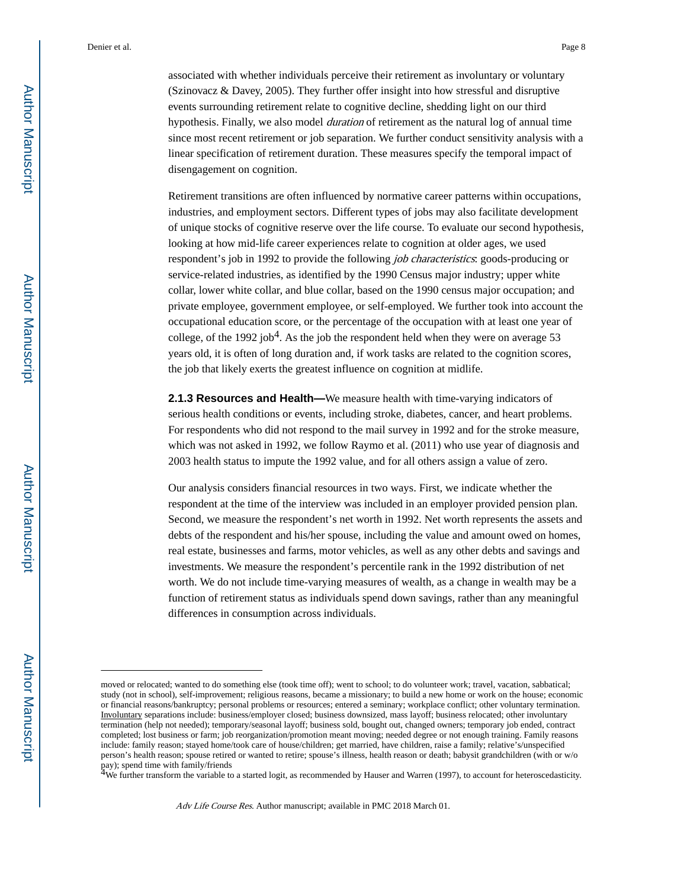associated with whether individuals perceive their retirement as involuntary or voluntary (Szinovacz & Davey, 2005). They further offer insight into how stressful and disruptive events surrounding retirement relate to cognitive decline, shedding light on our third hypothesis. Finally, we also model *duration* of retirement as the natural log of annual time since most recent retirement or job separation. We further conduct sensitivity analysis with a linear specification of retirement duration. These measures specify the temporal impact of disengagement on cognition.

Retirement transitions are often influenced by normative career patterns within occupations, industries, and employment sectors. Different types of jobs may also facilitate development of unique stocks of cognitive reserve over the life course. To evaluate our second hypothesis, looking at how mid-life career experiences relate to cognition at older ages, we used respondent's job in 1992 to provide the following *job characteristics*: goods-producing or service-related industries, as identified by the 1990 Census major industry; upper white collar, lower white collar, and blue collar, based on the 1990 census major occupation; and private employee, government employee, or self-employed. We further took into account the occupational education score, or the percentage of the occupation with at least one year of college, of the 1992 job[4]. As the job the respondent held when they were on average 53 years old, it is often of long duration and, if work tasks are related to the cognition scores, the job that likely exerts the greatest influence on cognition at midlife.

#### 2.1.3 Resources and Health—

We measure health with time-varying indicators of serious health conditions or events, including stroke, diabetes, cancer, and heart problems. For respondents who did not respond to the mail survey in 1992 and for the stroke measure, which was not asked in 1992, we follow Raymo et al. (2011) who use year of diagnosis and 2003 health status to impute the 1992 value, and for all others assign a value of zero.

Our analysis considers financial resources in two ways. First, we indicate whether the respondent at the time of the interview was included in an employer provided pension plan. Second, we measure the respondent's net worth in 1992. Net worth represents the assets and debts of the respondent and his/her spouse, including the value and amount owed on homes, real estate, businesses and farms, motor vehicles, as well as any other debts and savings and investments. We measure the respondent's percentile rank in the 1992 distribution of net worth. We do not include time-varying measures of wealth, as a change in wealth may be a function of retirement status as individuals spend down savings, rather than any meaningful differences in consumption across individuals.

---

moved or relocated; wanted to do something else (took time off); went to school; to do volunteer work; travel, vacation, sabbatical; study (not in school), self-improvement; religious reasons, became a missionary; to build a new home or work on the house; economic or financial reasons/bankruptcy; personal problems or resources; entered a seminary; workplace conflict; other voluntary termination. Involuntary separations include: business/employer closed; business downsized, mass layoff; business relocated; other involuntary termination (help not needed); temporary/seasonal layoff; business sold, bought out, changed owners; temporary job ended, contract completed; lost business or farm; job reorganization/promotion meant moving; needed degree or not enough training. Family reasons include: family reason; stayed home/took care of house/children; get married, have children, raise a family; relative's/unspecified person's health reason; spouse retired or wanted to retire; spouse's illness, health reason or death; babysit grandchildren (with or w/o pay); spend time with family/friends

[4]We further transform the variable to a started logit, as recommended by Hauser and Warren (1997), to account for heteroscedasticity.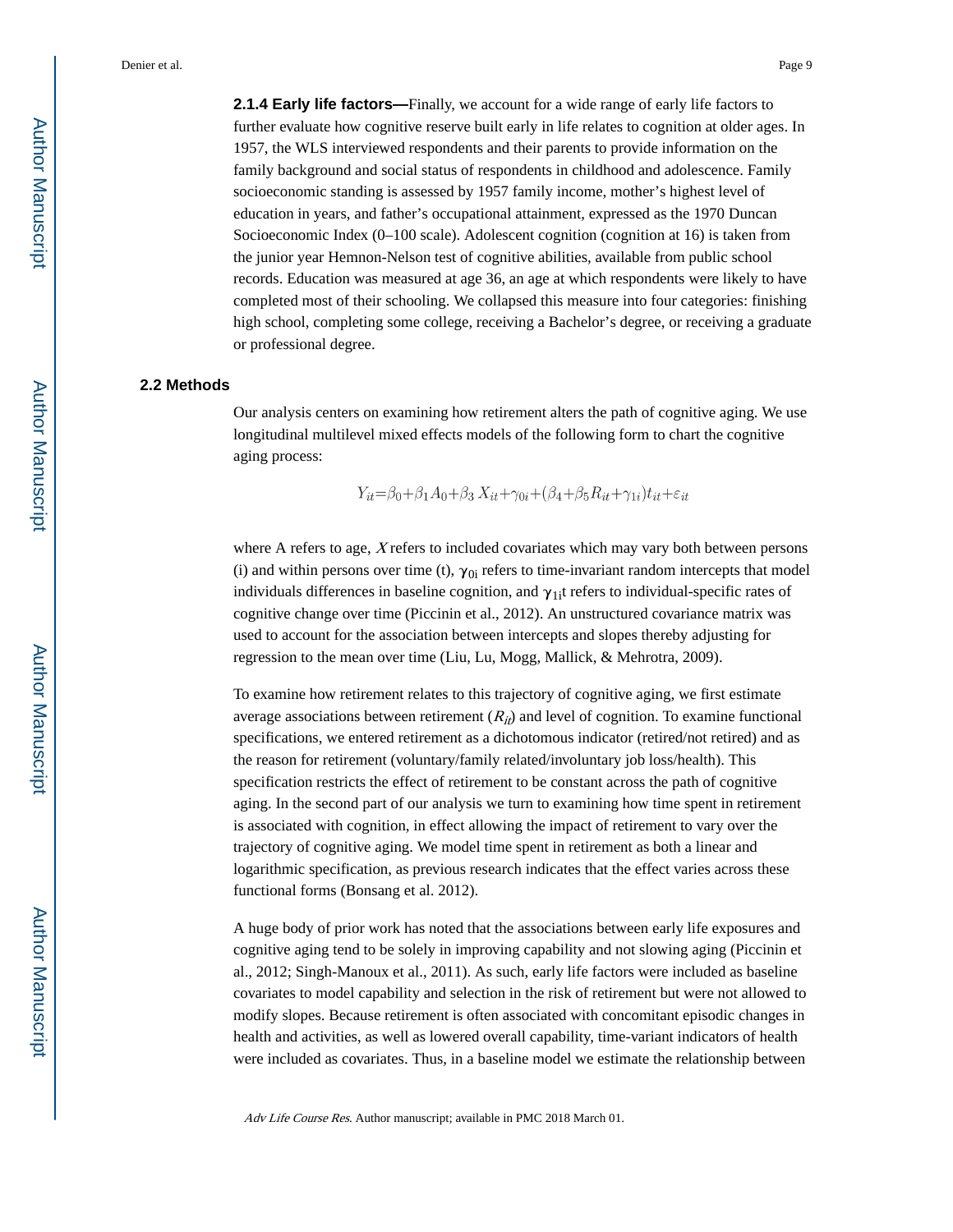#### 2.1.4 Early life factors—

Finally, we account for a wide range of early life factors to further evaluate how cognitive reserve built early in life relates to cognition at older ages. In 1957, the WLS interviewed respondents and their parents to provide information on the family background and social status of respondents in childhood and adolescence. Family socioeconomic standing is assessed by 1957 family income, mother's highest level of education in years, and father's occupational attainment, expressed as the 1970 Duncan Socioeconomic Index (0–100 scale). Adolescent cognition (cognition at 16) is taken from the junior year Hemnon-Nelson test of cognitive abilities, available from public school records. Education was measured at age 36, an age at which respondents were likely to have completed most of their schooling. We collapsed this measure into four categories: finishing high school, completing some college, receiving a Bachelor's degree, or receiving a graduate or professional degree.

### 2.2 Methods

Our analysis centers on examining how retirement alters the path of cognitive aging. We use longitudinal multilevel mixed effects models of the following form to chart the cognitive aging process:

$$Y_{it}=\beta_0+\beta_1 A_0+\beta_3 X_{it}+\gamma_{0i}+(\beta_4+\beta_5 R_{it}+\gamma_{1i})t_{it}+\varepsilon_{it}$$

where A refers to age, $X$ refers to included covariates which may vary both between persons (i) and within persons over time (t), $\boldsymbol{\gamma}_{0i}$ refers to time-invariant random intercepts that model individuals differences in baseline cognition, and $\boldsymbol{\gamma}_{1i}t$ refers to individual-specific rates of cognitive change over time (Piccinin et al., 2012). An unstructured covariance matrix was used to account for the association between intercepts and slopes thereby adjusting for regression to the mean over time (Liu, Lu, Mogg, Mallick, & Mehrotra, 2009).

To examine how retirement relates to this trajectory of cognitive aging, we first estimate average associations between retirement ($R_{it}$) and level of cognition. To examine functional specifications, we entered retirement as a dichotomous indicator (retired/not retired) and as the reason for retirement (voluntary/family related/involuntary job loss/health). This specification restricts the effect of retirement to be constant across the path of cognitive aging. In the second part of our analysis we turn to examining how time spent in retirement is associated with cognition, in effect allowing the impact of retirement to vary over the trajectory of cognitive aging. We model time spent in retirement as both a linear and logarithmic specification, as previous research indicates that the effect varies across these functional forms (Bonsang et al. 2012).

A huge body of prior work has noted that the associations between early life exposures and cognitive aging tend to be solely in improving capability and not slowing aging (Piccinin et al., 2012; Singh-Manoux et al., 2011). As such, early life factors were included as baseline covariates to model capability and selection in the risk of retirement but were not allowed to modify slopes. Because retirement is often associated with concomitant episodic changes in health and activities, as well as lowered overall capability, time-variant indicators of health were included as covariates. Thus, in a baseline model we estimate the relationship between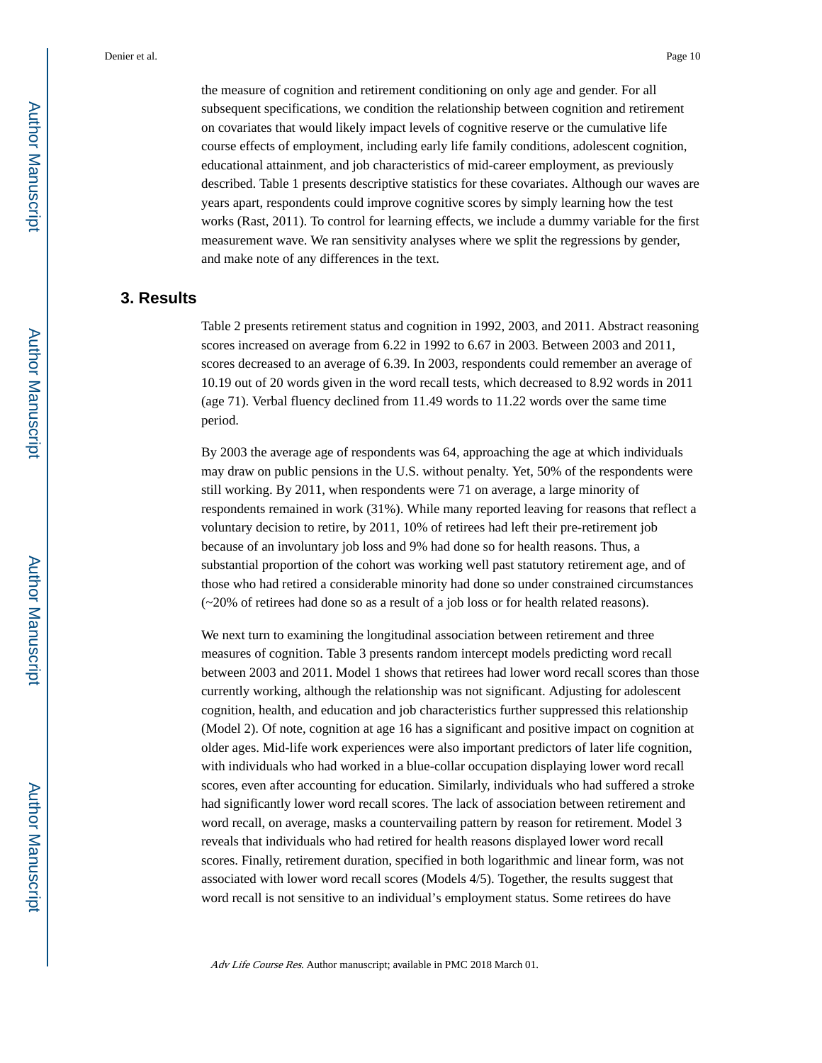the measure of cognition and retirement conditioning on only age and gender. For all subsequent specifications, we condition the relationship between cognition and retirement on covariates that would likely impact levels of cognitive reserve or the cumulative life course effects of employment, including early life family conditions, adolescent cognition, educational attainment, and job characteristics of mid-career employment, as previously described. Table 1 presents descriptive statistics for these covariates. Although our waves are years apart, respondents could improve cognitive scores by simply learning how the test works (Rast, 2011). To control for learning effects, we include a dummy variable for the first measurement wave. We ran sensitivity analyses where we split the regressions by gender, and make note of any differences in the text.

## 3. Results

Table 2 presents retirement status and cognition in 1992, 2003, and 2011. Abstract reasoning scores increased on average from 6.22 in 1992 to 6.67 in 2003. Between 2003 and 2011, scores decreased to an average of 6.39. In 2003, respondents could remember an average of 10.19 out of 20 words given in the word recall tests, which decreased to 8.92 words in 2011 (age 71). Verbal fluency declined from 11.49 words to 11.22 words over the same time period.

By 2003 the average age of respondents was 64, approaching the age at which individuals may draw on public pensions in the U.S. without penalty. Yet, 50% of the respondents were still working. By 2011, when respondents were 71 on average, a large minority of respondents remained in work (31%). While many reported leaving for reasons that reflect a voluntary decision to retire, by 2011, 10% of retirees had left their pre-retirement job because of an involuntary job loss and 9% had done so for health reasons. Thus, a substantial proportion of the cohort was working well past statutory retirement age, and of those who had retired a considerable minority had done so under constrained circumstances (~20% of retirees had done so as a result of a job loss or for health related reasons).

We next turn to examining the longitudinal association between retirement and three measures of cognition. Table 3 presents random intercept models predicting word recall between 2003 and 2011. Model 1 shows that retirees had lower word recall scores than those currently working, although the relationship was not significant. Adjusting for adolescent cognition, health, and education and job characteristics further suppressed this relationship (Model 2). Of note, cognition at age 16 has a significant and positive impact on cognition at older ages. Mid-life work experiences were also important predictors of later life cognition, with individuals who had worked in a blue-collar occupation displaying lower word recall scores, even after accounting for education. Similarly, individuals who had suffered a stroke had significantly lower word recall scores. The lack of association between retirement and word recall, on average, masks a countervailing pattern by reason for retirement. Model 3 reveals that individuals who had retired for health reasons displayed lower word recall scores. Finally, retirement duration, specified in both logarithmic and linear form, was not associated with lower word recall scores (Models 4/5). Together, the results suggest that word recall is not sensitive to an individual's employment status. Some retirees do have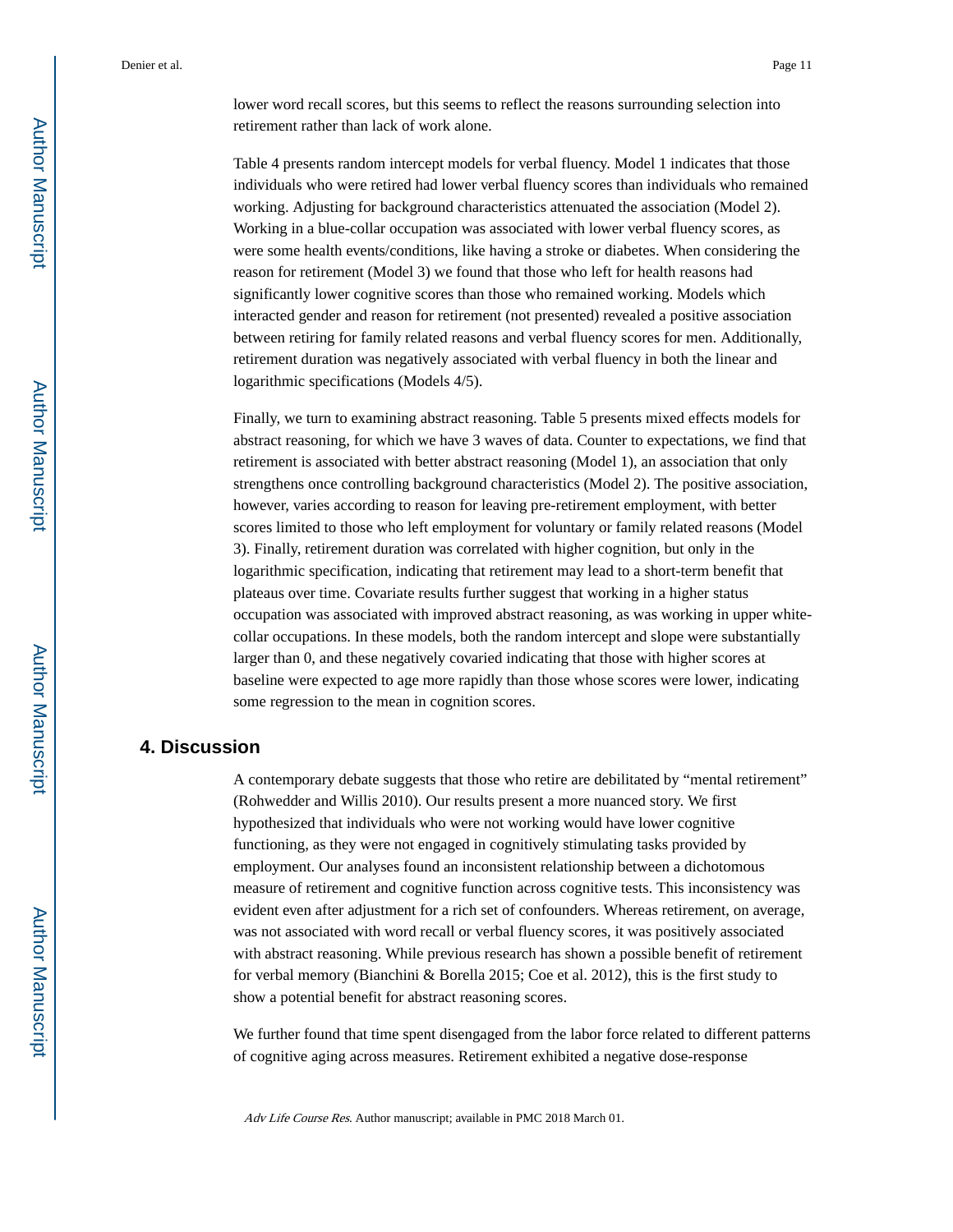lower word recall scores, but this seems to reflect the reasons surrounding selection into retirement rather than lack of work alone.

Table 4 presents random intercept models for verbal fluency. Model 1 indicates that those individuals who were retired had lower verbal fluency scores than individuals who remained working. Adjusting for background characteristics attenuated the association (Model 2). Working in a blue-collar occupation was associated with lower verbal fluency scores, as were some health events/conditions, like having a stroke or diabetes. When considering the reason for retirement (Model 3) we found that those who left for health reasons had significantly lower cognitive scores than those who remained working. Models which interacted gender and reason for retirement (not presented) revealed a positive association between retiring for family related reasons and verbal fluency scores for men. Additionally, retirement duration was negatively associated with verbal fluency in both the linear and logarithmic specifications (Models 4/5).

Finally, we turn to examining abstract reasoning. Table 5 presents mixed effects models for abstract reasoning, for which we have 3 waves of data. Counter to expectations, we find that retirement is associated with better abstract reasoning (Model 1), an association that only strengthens once controlling background characteristics (Model 2). The positive association, however, varies according to reason for leaving pre-retirement employment, with better scores limited to those who left employment for voluntary or family related reasons (Model 3). Finally, retirement duration was correlated with higher cognition, but only in the logarithmic specification, indicating that retirement may lead to a short-term benefit that plateaus over time. Covariate results further suggest that working in a higher status occupation was associated with improved abstract reasoning, as was working in upper white-collar occupations. In these models, both the random intercept and slope were substantially larger than 0, and these negatively covaried indicating that those with higher scores at baseline were expected to age more rapidly than those whose scores were lower, indicating some regression to the mean in cognition scores.

## 4. Discussion

A contemporary debate suggests that those who retire are debilitated by "mental retirement" (Rohwedder and Willis 2010). Our results present a more nuanced story. We first hypothesized that individuals who were not working would have lower cognitive functioning, as they were not engaged in cognitively stimulating tasks provided by employment. Our analyses found an inconsistent relationship between a dichotomous measure of retirement and cognitive function across cognitive tests. This inconsistency was evident even after adjustment for a rich set of confounders. Whereas retirement, on average, was not associated with word recall or verbal fluency scores, it was positively associated with abstract reasoning. While previous research has shown a possible benefit of retirement for verbal memory (Bianchini & Borella 2015; Coe et al. 2012), this is the first study to show a potential benefit for abstract reasoning scores.

We further found that time spent disengaged from the labor force related to different patterns of cognitive aging across measures. Retirement exhibited a negative dose-response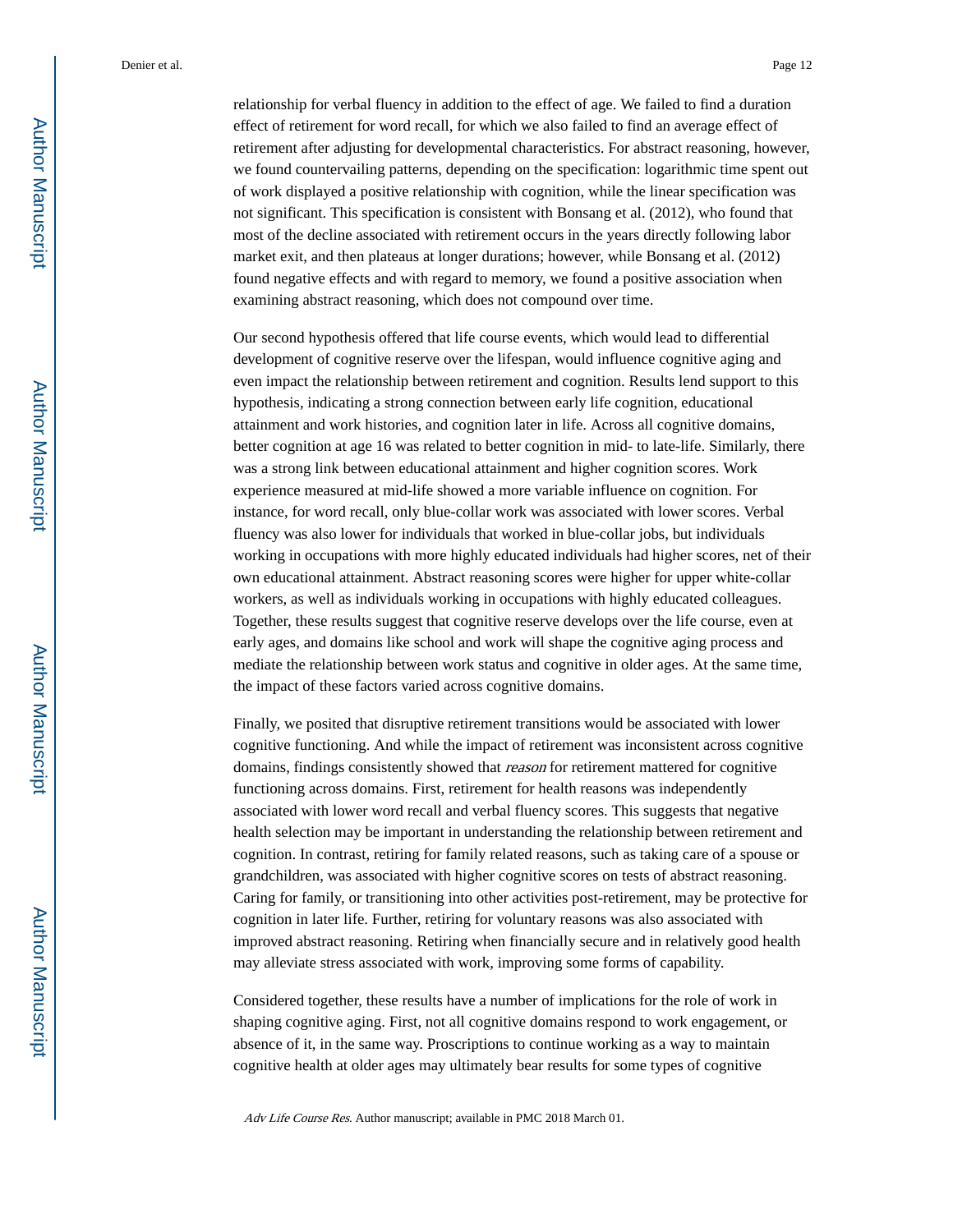relationship for verbal fluency in addition to the effect of age. We failed to find a duration effect of retirement for word recall, for which we also failed to find an average effect of retirement after adjusting for developmental characteristics. For abstract reasoning, however, we found countervailing patterns, depending on the specification: logarithmic time spent out of work displayed a positive relationship with cognition, while the linear specification was not significant. This specification is consistent with Bonsang et al. (2012), who found that most of the decline associated with retirement occurs in the years directly following labor market exit, and then plateaus at longer durations; however, while Bonsang et al. (2012) found negative effects and with regard to memory, we found a positive association when examining abstract reasoning, which does not compound over time.

Our second hypothesis offered that life course events, which would lead to differential development of cognitive reserve over the lifespan, would influence cognitive aging and even impact the relationship between retirement and cognition. Results lend support to this hypothesis, indicating a strong connection between early life cognition, educational attainment and work histories, and cognition later in life. Across all cognitive domains, better cognition at age 16 was related to better cognition in mid- to late-life. Similarly, there was a strong link between educational attainment and higher cognition scores. Work experience measured at mid-life showed a more variable influence on cognition. For instance, for word recall, only blue-collar work was associated with lower scores. Verbal fluency was also lower for individuals that worked in blue-collar jobs, but individuals working in occupations with more highly educated individuals had higher scores, net of their own educational attainment. Abstract reasoning scores were higher for upper white-collar workers, as well as individuals working in occupations with highly educated colleagues. Together, these results suggest that cognitive reserve develops over the life course, even at early ages, and domains like school and work will shape the cognitive aging process and mediate the relationship between work status and cognitive in older ages. At the same time, the impact of these factors varied across cognitive domains.

Finally, we posited that disruptive retirement transitions would be associated with lower cognitive functioning. And while the impact of retirement was inconsistent across cognitive domains, findings consistently showed that *reason* for retirement mattered for cognitive functioning across domains. First, retirement for health reasons was independently associated with lower word recall and verbal fluency scores. This suggests that negative health selection may be important in understanding the relationship between retirement and cognition. In contrast, retiring for family related reasons, such as taking care of a spouse or grandchildren, was associated with higher cognitive scores on tests of abstract reasoning. Caring for family, or transitioning into other activities post-retirement, may be protective for cognition in later life. Further, retiring for voluntary reasons was also associated with improved abstract reasoning. Retiring when financially secure and in relatively good health may alleviate stress associated with work, improving some forms of capability.

Considered together, these results have a number of implications for the role of work in shaping cognitive aging. First, not all cognitive domains respond to work engagement, or absence of it, in the same way. Proscriptions to continue working as a way to maintain cognitive health at older ages may ultimately bear results for some types of cognitive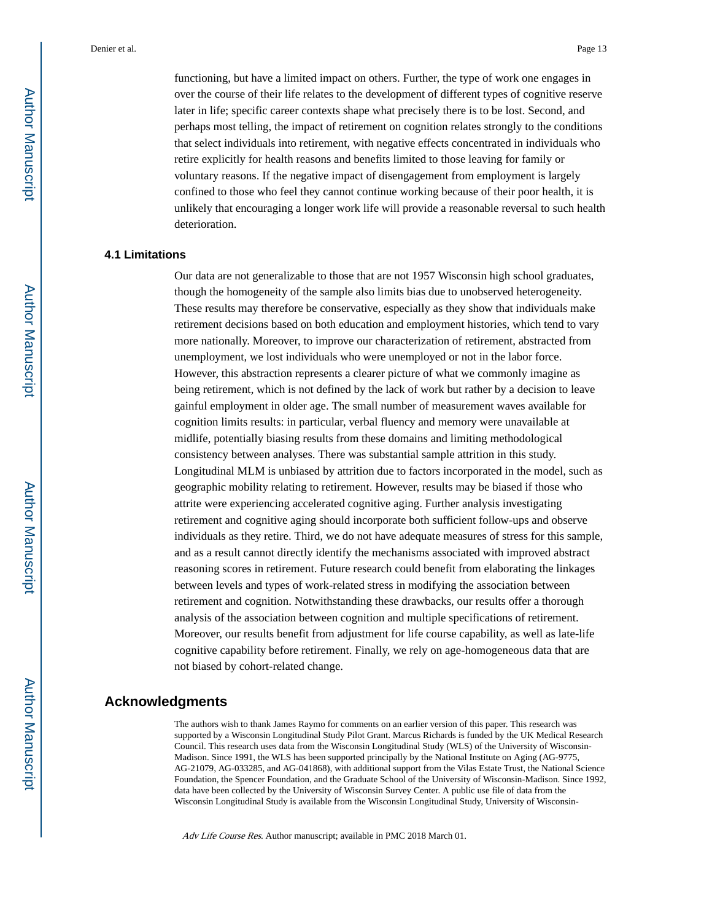functioning, but have a limited impact on others. Further, the type of work one engages in over the course of their life relates to the development of different types of cognitive reserve later in life; specific career contexts shape what precisely there is to be lost. Second, and perhaps most telling, the impact of retirement on cognition relates strongly to the conditions that select individuals into retirement, with negative effects concentrated in individuals who retire explicitly for health reasons and benefits limited to those leaving for family or voluntary reasons. If the negative impact of disengagement from employment is largely confined to those who feel they cannot continue working because of their poor health, it is unlikely that encouraging a longer work life will provide a reasonable reversal to such health deterioration.

### 4.1 Limitations

Our data are not generalizable to those that are not 1957 Wisconsin high school graduates, though the homogeneity of the sample also limits bias due to unobserved heterogeneity. These results may therefore be conservative, especially as they show that individuals make retirement decisions based on both education and employment histories, which tend to vary more nationally. Moreover, to improve our characterization of retirement, abstracted from unemployment, we lost individuals who were unemployed or not in the labor force. However, this abstraction represents a clearer picture of what we commonly imagine as being retirement, which is not defined by the lack of work but rather by a decision to leave gainful employment in older age. The small number of measurement waves available for cognition limits results: in particular, verbal fluency and memory were unavailable at midlife, potentially biasing results from these domains and limiting methodological consistency between analyses. There was substantial sample attrition in this study. Longitudinal MLM is unbiased by attrition due to factors incorporated in the model, such as geographic mobility relating to retirement. However, results may be biased if those who attrite were experiencing accelerated cognitive aging. Further analysis investigating retirement and cognitive aging should incorporate both sufficient follow-ups and observe individuals as they retire. Third, we do not have adequate measures of stress for this sample, and as a result cannot directly identify the mechanisms associated with improved abstract reasoning scores in retirement. Future research could benefit from elaborating the linkages between levels and types of work-related stress in modifying the association between retirement and cognition. Notwithstanding these drawbacks, our results offer a thorough analysis of the association between cognition and multiple specifications of retirement. Moreover, our results benefit from adjustment for life course capability, as well as late-life cognitive capability before retirement. Finally, we rely on age-homogeneous data that are not biased by cohort-related change.

## Acknowledgments

The authors wish to thank James Raymo for comments on an earlier version of this paper. This research was supported by a Wisconsin Longitudinal Study Pilot Grant. Marcus Richards is funded by the UK Medical Research Council. This research uses data from the Wisconsin Longitudinal Study (WLS) of the University of Wisconsin-Madison. Since 1991, the WLS has been supported principally by the National Institute on Aging (AG-9775, AG-21079, AG-033285, and AG-041868), with additional support from the Vilas Estate Trust, the National Science Foundation, the Spencer Foundation, and the Graduate School of the University of Wisconsin-Madison. Since 1992, data have been collected by the University of Wisconsin Survey Center. A public use file of data from the Wisconsin Longitudinal Study is available from the Wisconsin Longitudinal Study, University of Wisconsin-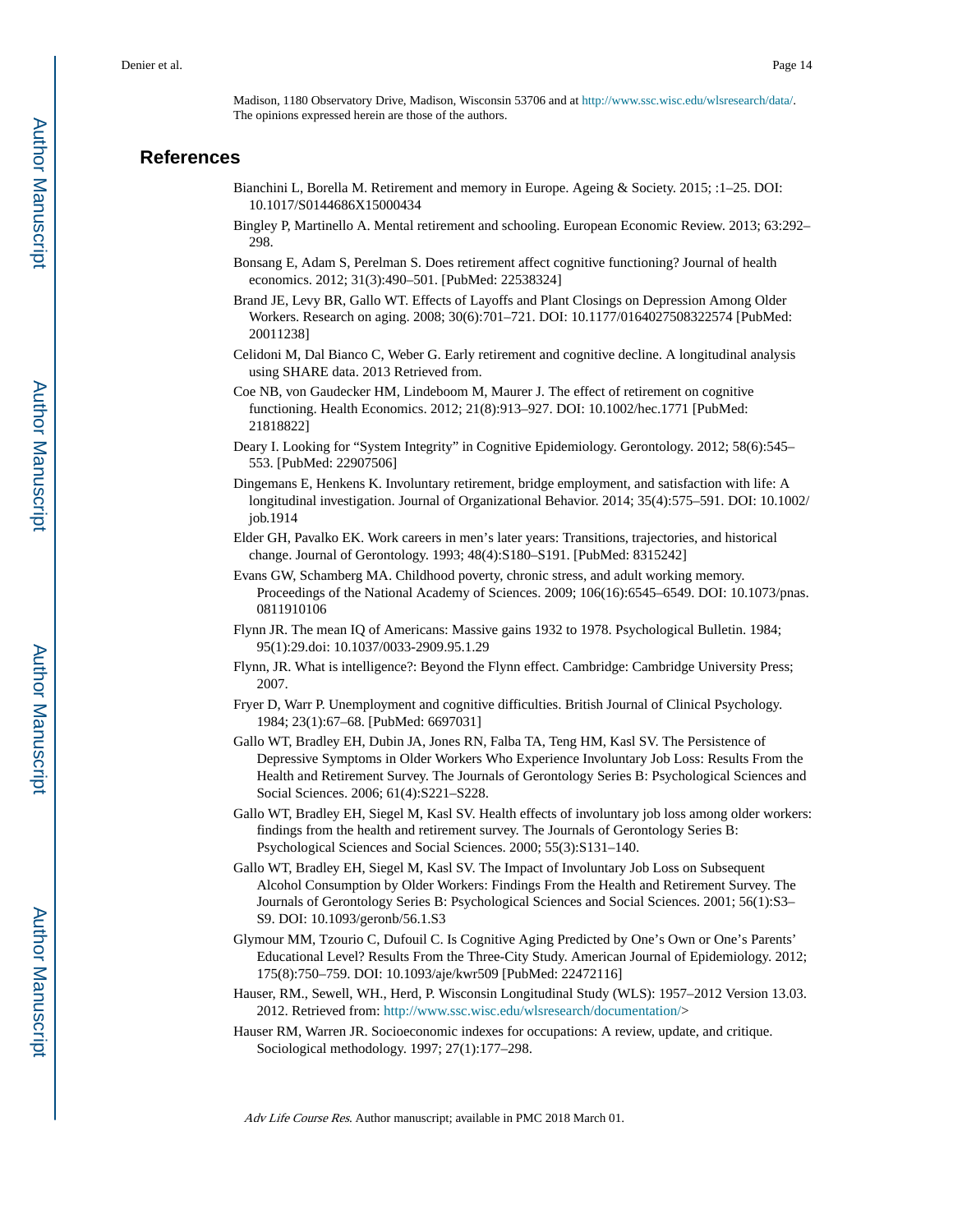Madison, 1180 Observatory Drive, Madison, Wisconsin 53706 and at http://www.ssc.wisc.edu/wlsresearch/data/. The opinions expressed herein are those of the authors.

## References

Bianchini L, Borella M. Retirement and memory in Europe. Ageing & Society. 2015; :1–25. DOI: 10.1017/S0144686X15000434

Bingley P, Martinello A. Mental retirement and schooling. European Economic Review. 2013; 63:292–298.

Bonsang E, Adam S, Perelman S. Does retirement affect cognitive functioning? Journal of health economics. 2012; 31(3):490–501. [PubMed: 22538324]

Brand JE, Levy BR, Gallo WT. Effects of Layoffs and Plant Closings on Depression Among Older Workers. Research on aging. 2008; 30(6):701–721. DOI: 10.1177/0164027508322574 [PubMed: 20011238]

Celidoni M, Dal Bianco C, Weber G. Early retirement and cognitive decline. A longitudinal analysis using SHARE data. 2013 Retrieved from.

Coe NB, von Gaudecker HM, Lindeboom M, Maurer J. The effect of retirement on cognitive functioning. Health Economics. 2012; 21(8):913–927. DOI: 10.1002/hec.1771 [PubMed: 21818822]

Deary I. Looking for "System Integrity" in Cognitive Epidemiology. Gerontology. 2012; 58(6):545–553. [PubMed: 22907506]

Dingemans E, Henkens K. Involuntary retirement, bridge employment, and satisfaction with life: A longitudinal investigation. Journal of Organizational Behavior. 2014; 35(4):575–591. DOI: 10.1002/job.1914

Elder GH, Pavalko EK. Work careers in men's later years: Transitions, trajectories, and historical change. Journal of Gerontology. 1993; 48(4):S180–S191. [PubMed: 8315242]

Evans GW, Schamberg MA. Childhood poverty, chronic stress, and adult working memory. Proceedings of the National Academy of Sciences. 2009; 106(16):6545–6549. DOI: 10.1073/pnas.0811910106

Flynn JR. The mean IQ of Americans: Massive gains 1932 to 1978. Psychological Bulletin. 1984; 95(1):29.doi: 10.1037/0033-2909.95.1.29

Flynn, JR. What is intelligence?: Beyond the Flynn effect. Cambridge: Cambridge University Press; 2007.

Fryer D, Warr P. Unemployment and cognitive difficulties. British Journal of Clinical Psychology. 1984; 23(1):67–68. [PubMed: 6697031]

Gallo WT, Bradley EH, Dubin JA, Jones RN, Falba TA, Teng HM, Kasl SV. The Persistence of Depressive Symptoms in Older Workers Who Experience Involuntary Job Loss: Results From the Health and Retirement Survey. The Journals of Gerontology Series B: Psychological Sciences and Social Sciences. 2006; 61(4):S221–S228.

Gallo WT, Bradley EH, Siegel M, Kasl SV. Health effects of involuntary job loss among older workers: findings from the health and retirement survey. The Journals of Gerontology Series B: Psychological Sciences and Social Sciences. 2000; 55(3):S131–140.

Gallo WT, Bradley EH, Siegel M, Kasl SV. The Impact of Involuntary Job Loss on Subsequent Alcohol Consumption by Older Workers: Findings From the Health and Retirement Survey. The Journals of Gerontology Series B: Psychological Sciences and Social Sciences. 2001; 56(1):S3–S9. DOI: 10.1093/geronb/56.1.S3

Glymour MM, Tzourio C, Dufouil C. Is Cognitive Aging Predicted by One's Own or One's Parents' Educational Level? Results From the Three-City Study. American Journal of Epidemiology. 2012; 175(8):750–759. DOI: 10.1093/aje/kwr509 [PubMed: 22472116]

Hauser, RM., Sewell, WH., Herd, P. Wisconsin Longitudinal Study (WLS): 1957–2012 Version 13.03. 2012. Retrieved from: http://www.ssc.wisc.edu/wlsresearch/documentation/>

Hauser RM, Warren JR. Socioeconomic indexes for occupations: A review, update, and critique. Sociological methodology. 1997; 27(1):177–298.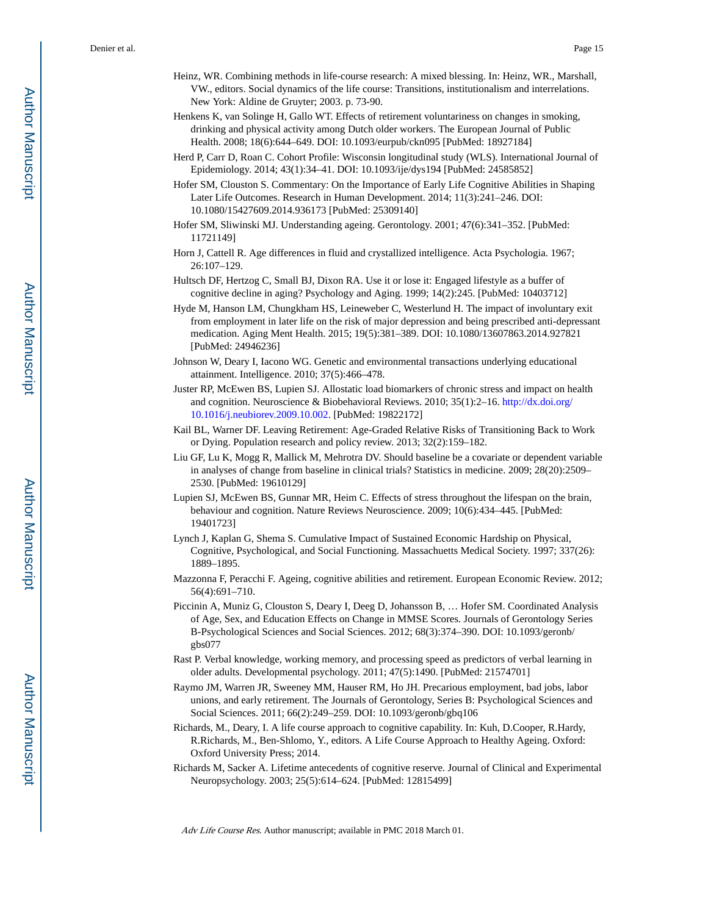Heinz, WR. Combining methods in life-course research: A mixed blessing. In: Heinz, WR., Marshall, VW., editors. Social dynamics of the life course: Transitions, institutionalism and interrelations. New York: Aldine de Gruyter; 2003. p. 73-90.

Henkens K, van Solinge H, Gallo WT. Effects of retirement voluntariness on changes in smoking, drinking and physical activity among Dutch older workers. The European Journal of Public Health. 2008; 18(6):644–649. DOI: 10.1093/eurpub/ckn095 [PubMed: 18927184]

Herd P, Carr D, Roan C. Cohort Profile: Wisconsin longitudinal study (WLS). International Journal of Epidemiology. 2014; 43(1):34–41. DOI: 10.1093/ije/dys194 [PubMed: 24585852]

Hofer SM, Clouston S. Commentary: On the Importance of Early Life Cognitive Abilities in Shaping Later Life Outcomes. Research in Human Development. 2014; 11(3):241–246. DOI: 10.1080/15427609.2014.936173 [PubMed: 25309140]

Hofer SM, Sliwinski MJ. Understanding ageing. Gerontology. 2001; 47(6):341–352. [PubMed: 11721149]

Horn J, Cattell R. Age differences in fluid and crystallized intelligence. Acta Psychologia. 1967; 26:107–129.

Hultsch DF, Hertzog C, Small BJ, Dixon RA. Use it or lose it: Engaged lifestyle as a buffer of cognitive decline in aging? Psychology and Aging. 1999; 14(2):245. [PubMed: 10403712]

Hyde M, Hanson LM, Chungkham HS, Leineweber C, Westerlund H. The impact of involuntary exit from employment in later life on the risk of major depression and being prescribed anti-depressant medication. Aging Ment Health. 2015; 19(5):381–389. DOI: 10.1080/13607863.2014.927821 [PubMed: 24946236]

Johnson W, Deary I, Iacono WG. Genetic and environmental transactions underlying educational attainment. Intelligence. 2010; 37(5):466–478.

Juster RP, McEwen BS, Lupien SJ. Allostatic load biomarkers of chronic stress and impact on health and cognition. Neuroscience & Biobehavioral Reviews. 2010; 35(1):2–16. http://dx.doi.org/10.1016/j.neubiorev.2009.10.002. [PubMed: 19822172]

Kail BL, Warner DF. Leaving Retirement: Age-Graded Relative Risks of Transitioning Back to Work or Dying. Population research and policy review. 2013; 32(2):159–182.

Liu GF, Lu K, Mogg R, Mallick M, Mehrotra DV. Should baseline be a covariate or dependent variable in analyses of change from baseline in clinical trials? Statistics in medicine. 2009; 28(20):2509–2530. [PubMed: 19610129]

Lupien SJ, McEwen BS, Gunnar MR, Heim C. Effects of stress throughout the lifespan on the brain, behaviour and cognition. Nature Reviews Neuroscience. 2009; 10(6):434–445. [PubMed: 19401723]

Lynch J, Kaplan G, Shema S. Cumulative Impact of Sustained Economic Hardship on Physical, Cognitive, Psychological, and Social Functioning. Massachuetts Medical Society. 1997; 337(26): 1889–1895.

Mazzonna F, Peracchi F. Ageing, cognitive abilities and retirement. European Economic Review. 2012; 56(4):691–710.

Piccinin A, Muniz G, Clouston S, Deary I, Deeg D, Johansson B, … Hofer SM. Coordinated Analysis of Age, Sex, and Education Effects on Change in MMSE Scores. Journals of Gerontology Series B-Psychological Sciences and Social Sciences. 2012; 68(3):374–390. DOI: 10.1093/geronb/gbs077

Rast P. Verbal knowledge, working memory, and processing speed as predictors of verbal learning in older adults. Developmental psychology. 2011; 47(5):1490. [PubMed: 21574701]

Raymo JM, Warren JR, Sweeney MM, Hauser RM, Ho JH. Precarious employment, bad jobs, labor unions, and early retirement. The Journals of Gerontology, Series B: Psychological Sciences and Social Sciences. 2011; 66(2):249–259. DOI: 10.1093/geronb/gbq106

Richards, M., Deary, I. A life course approach to cognitive capability. In: Kuh, D.Cooper, R.Hardy, R.Richards, M., Ben-Shlomo, Y., editors. A Life Course Approach to Healthy Ageing. Oxford: Oxford University Press; 2014.

Richards M, Sacker A. Lifetime antecedents of cognitive reserve. Journal of Clinical and Experimental Neuropsychology. 2003; 25(5):614–624. [PubMed: 12815499]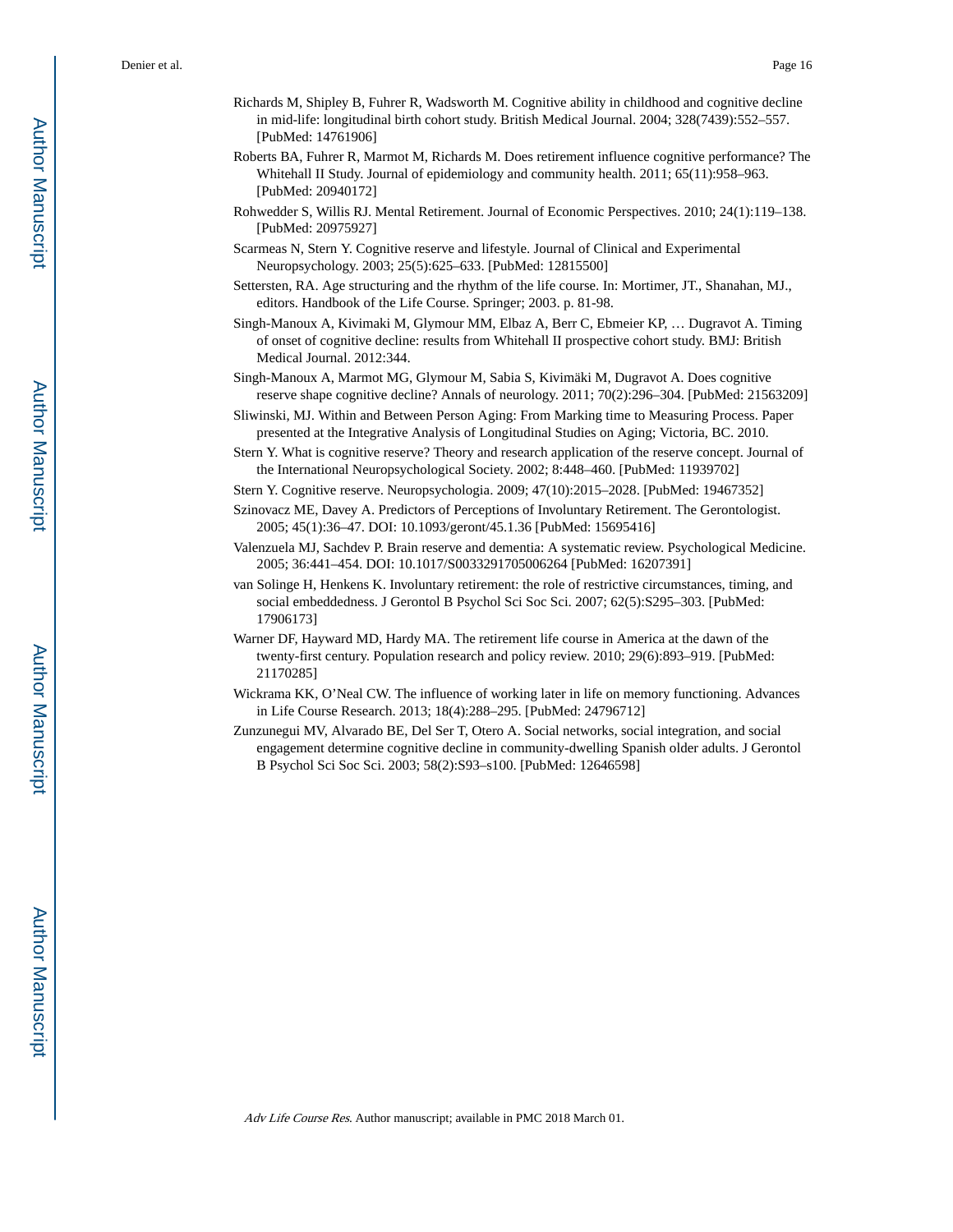Richards M, Shipley B, Fuhrer R, Wadsworth M. Cognitive ability in childhood and cognitive decline in mid-life: longitudinal birth cohort study. British Medical Journal. 2004; 328(7439):552–557. [PubMed: 14761906]

Roberts BA, Fuhrer R, Marmot M, Richards M. Does retirement influence cognitive performance? The Whitehall II Study. Journal of epidemiology and community health. 2011; 65(11):958–963. [PubMed: 20940172]

Rohwedder S, Willis RJ. Mental Retirement. Journal of Economic Perspectives. 2010; 24(1):119–138. [PubMed: 20975927]

Scarmeas N, Stern Y. Cognitive reserve and lifestyle. Journal of Clinical and Experimental Neuropsychology. 2003; 25(5):625–633. [PubMed: 12815500]

Settersten, RA. Age structuring and the rhythm of the life course. In: Mortimer, JT., Shanahan, MJ., editors. Handbook of the Life Course. Springer; 2003. p. 81-98.

Singh-Manoux A, Kivimaki M, Glymour MM, Elbaz A, Berr C, Ebmeier KP, … Dugravot A. Timing of onset of cognitive decline: results from Whitehall II prospective cohort study. BMJ: British Medical Journal. 2012:344.

Singh-Manoux A, Marmot MG, Glymour M, Sabia S, Kivimäki M, Dugravot A. Does cognitive reserve shape cognitive decline? Annals of neurology. 2011; 70(2):296–304. [PubMed: 21563209]

Sliwinski, MJ. Within and Between Person Aging: From Marking time to Measuring Process. Paper presented at the Integrative Analysis of Longitudinal Studies on Aging; Victoria, BC. 2010.

Stern Y. What is cognitive reserve? Theory and research application of the reserve concept. Journal of the International Neuropsychological Society. 2002; 8:448–460. [PubMed: 11939702]

Stern Y. Cognitive reserve. Neuropsychologia. 2009; 47(10):2015–2028. [PubMed: 19467352]

Szinovacz ME, Davey A. Predictors of Perceptions of Involuntary Retirement. The Gerontologist. 2005; 45(1):36–47. DOI: 10.1093/geront/45.1.36 [PubMed: 15695416]

Valenzuela MJ, Sachdev P. Brain reserve and dementia: A systematic review. Psychological Medicine. 2005; 36:441–454. DOI: 10.1017/S0033291705006264 [PubMed: 16207391]

van Solinge H, Henkens K. Involuntary retirement: the role of restrictive circumstances, timing, and social embeddedness. J Gerontol B Psychol Sci Soc Sci. 2007; 62(5):S295–303. [PubMed: 17906173]

Warner DF, Hayward MD, Hardy MA. The retirement life course in America at the dawn of the twenty-first century. Population research and policy review. 2010; 29(6):893–919. [PubMed: 21170285]

Wickrama KK, O'Neal CW. The influence of working later in life on memory functioning. Advances in Life Course Research. 2013; 18(4):288–295. [PubMed: 24796712]

Zunzunegui MV, Alvarado BE, Del Ser T, Otero A. Social networks, social integration, and social engagement determine cognitive decline in community-dwelling Spanish older adults. J Gerontol B Psychol Sci Soc Sci. 2003; 58(2):S93–s100. [PubMed: 12646598]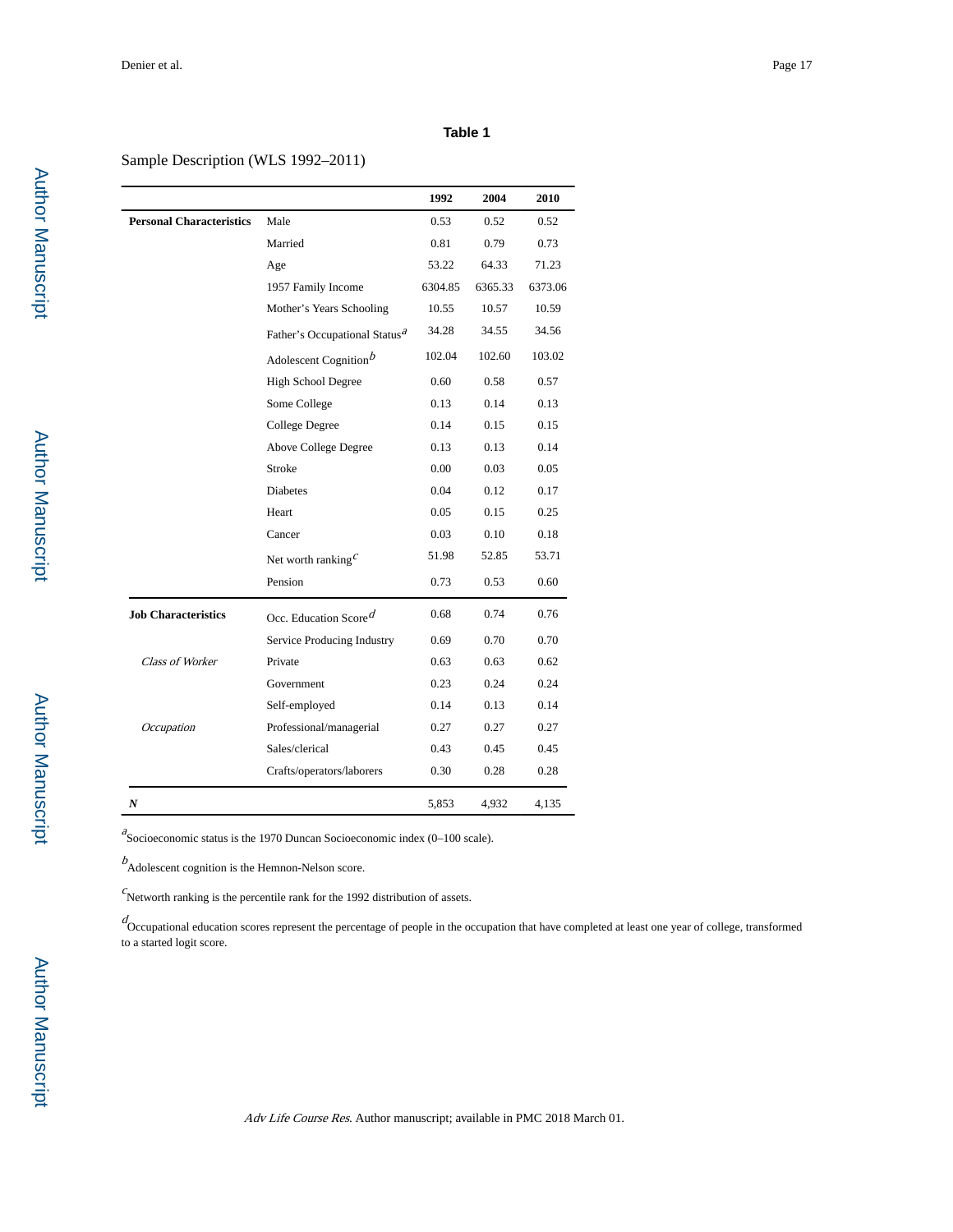**Table 1**

Sample Description (WLS 1992–2011)

| | | 1992 | 2004 | 2010 |
|---|---|---|---|---|
| **Personal Characteristics** | Male | 0.53 | 0.52 | 0.52 |
| | Married | 0.81 | 0.79 | 0.73 |
| | Age | 53.22 | 64.33 | 71.23 |
| | 1957 Family Income | 6304.85 | 6365.33 | 6373.06 |
| | Mother's Years Schooling | 10.55 | 10.57 | 10.59 |
| | Father's Occupational Status[a] | 34.28 | 34.55 | 34.56 |
| | Adolescent Cognition[b] | 102.04 | 102.60 | 103.02 |
| | High School Degree | 0.60 | 0.58 | 0.57 |
| | Some College | 0.13 | 0.14 | 0.13 |
| | College Degree | 0.14 | 0.15 | 0.15 |
| | Above College Degree | 0.13 | 0.13 | 0.14 |
| | Stroke | 0.00 | 0.03 | 0.05 |
| | Diabetes | 0.04 | 0.12 | 0.17 |
| | Heart | 0.05 | 0.15 | 0.25 |
| | Cancer | 0.03 | 0.10 | 0.18 |
| | Net worth ranking[c] | 51.98 | 52.85 | 53.71 |
| | Pension | 0.73 | 0.53 | 0.60 |
| **Job Characteristics** | Occ. Education Score[d] | 0.68 | 0.74 | 0.76 |
| | Service Producing Industry | 0.69 | 0.70 | 0.70 |
| *Class of Worker* | Private | 0.63 | 0.63 | 0.62 |
| | Government | 0.23 | 0.24 | 0.24 |
| | Self-employed | 0.14 | 0.13 | 0.14 |
| *Occupation* | Professional/managerial | 0.27 | 0.27 | 0.27 |
| | Sales/clerical | 0.43 | 0.45 | 0.45 |
| | Crafts/operators/laborers | 0.30 | 0.28 | 0.28 |
| ***N*** | | 5,853 | 4,932 | 4,135 |

[a]Socioeconomic status is the 1970 Duncan Socioeconomic index (0–100 scale).

[b]Adolescent cognition is the Hemnon-Nelson score.

[c]Networth ranking is the percentile rank for the 1992 distribution of assets.

[d]Occupational education scores represent the percentage of people in the occupation that have completed at least one year of college, transformed to a started logit score.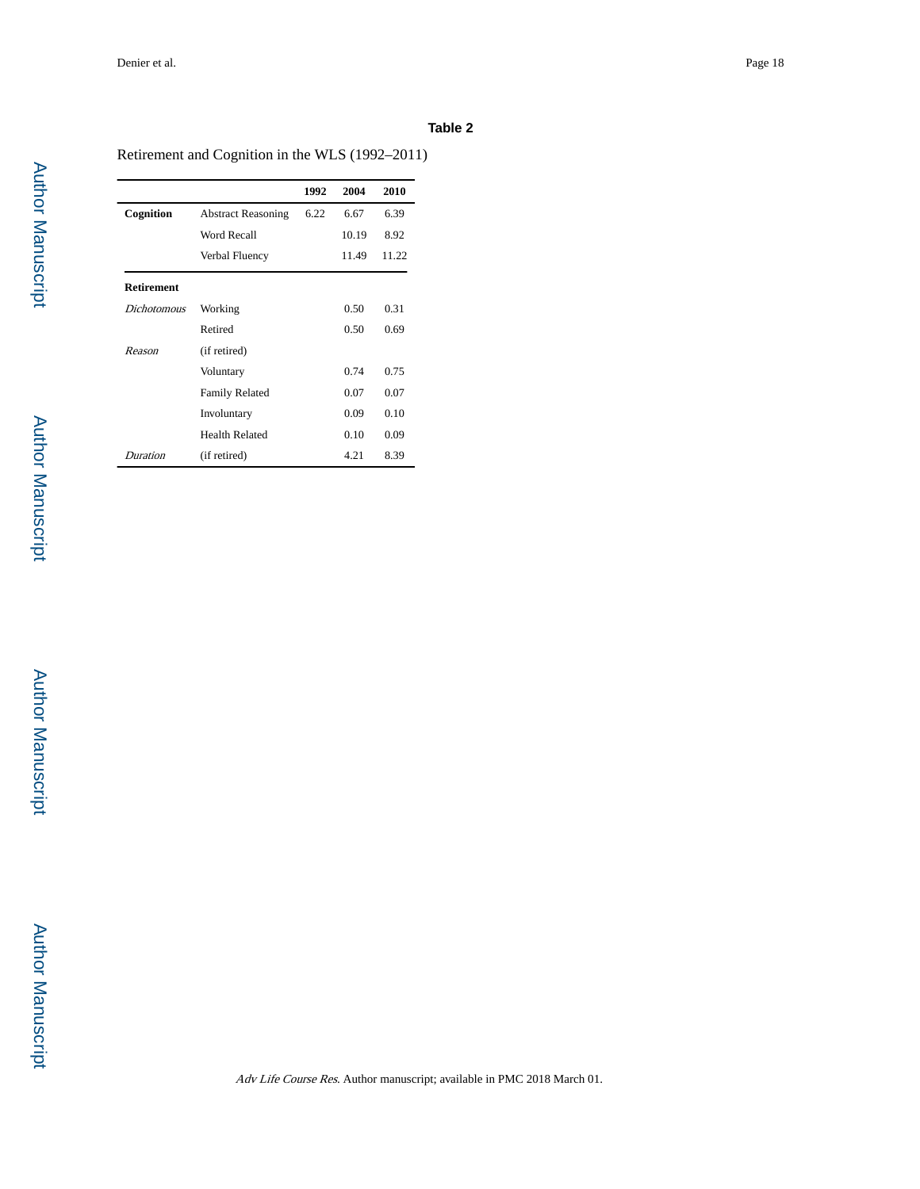**Table 2**

Retirement and Cognition in the WLS (1992–2011)

| | | 1992 | 2004 | 2010 |
|---|---|---|---|---|
| **Cognition** | Abstract Reasoning | 6.22 | 6.67 | 6.39 |
| | Word Recall | | 10.19 | 8.92 |
| | Verbal Fluency | | 11.49 | 11.22 |
| **Retirement** | | | | |
| *Dichotomous* | Working | | 0.50 | 0.31 |
| | Retired | | 0.50 | 0.69 |
| *Reason* | (if retired) | | | |
| | Voluntary | | 0.74 | 0.75 |
| | Family Related | | 0.07 | 0.07 |
| | Involuntary | | 0.09 | 0.10 |
| | Health Related | | 0.10 | 0.09 |
| *Duration* | (if retired) | | 4.21 | 8.39 |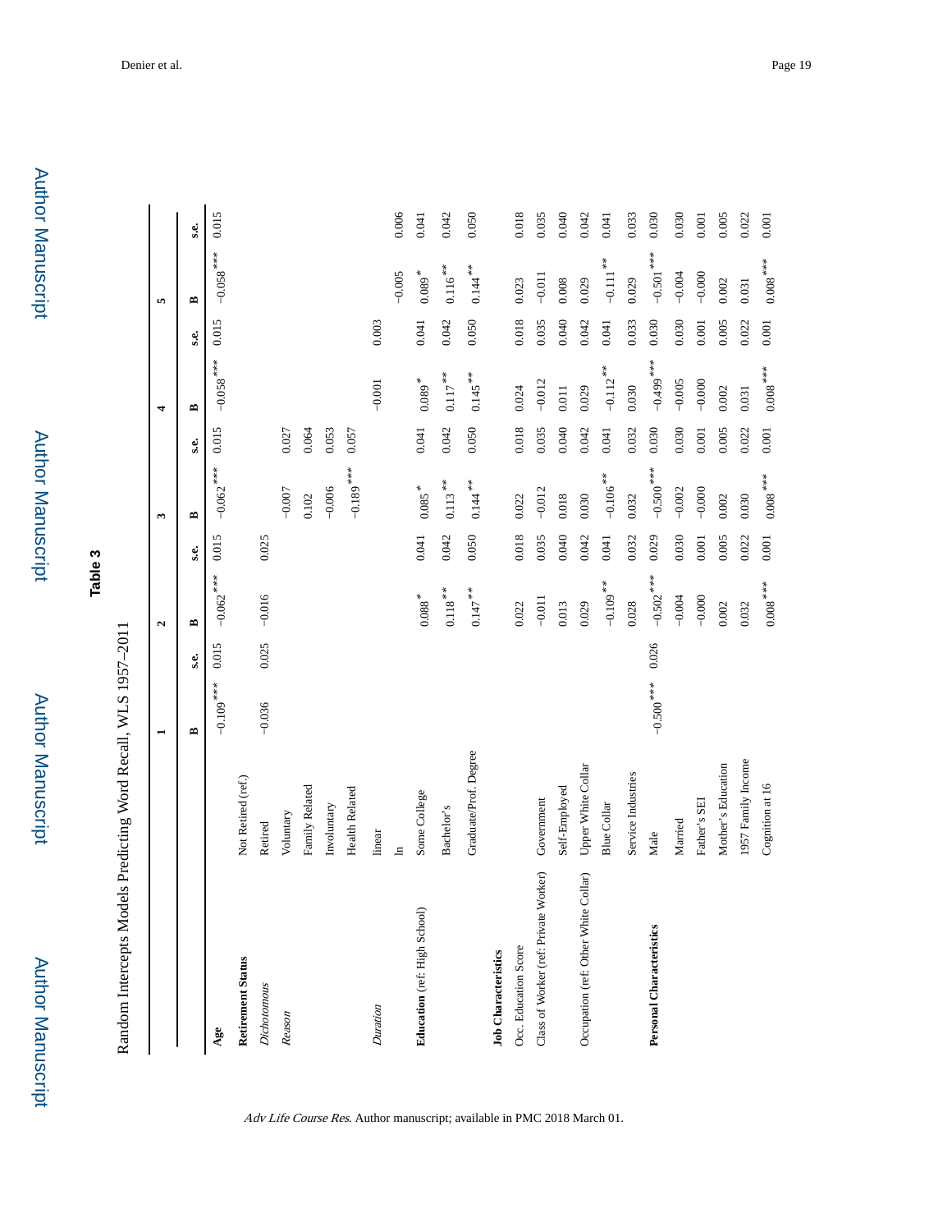**Table 3**

Random Intercepts Models Predicting Word Recall, WLS 1957–2011

| | | 1 | | 2 | | 3 | | 4 | | 5 | |
|---|---|---|---|---|---|---|---|---|---|---|---|
| | | B | s.e. | B | s.e. | B | s.e. | B | s.e. | B | s.e. |
| **Age** | | −0.109*** | 0.015 | −0.062*** | 0.015 | −0.062*** | 0.015 | −0.058*** | 0.015 | −0.058*** | 0.015 |
| **Retirement Status** | Not Retired (ref.) | | | | | | | | | | |
| *Dichotomous* | Retired | −0.036 | 0.025 | −0.016 | 0.025 | | | | | | |
| *Reason* | Voluntary | | | | | −0.007 | 0.027 | | | | |
| | Family Related | | | | | 0.102 | 0.064 | | | | |
| | Involuntary | | | | | −0.006 | 0.053 | | | | |
| | Health Related | | | | | −0.189*** | 0.057 | | | | |
| *Duration* | linear | | | | | | | −0.001 | 0.003 | | |
| | ln | | | | | | | | | −0.005 | 0.006 |
| **Education** (ref: High School) | Some College | | | 0.088* | 0.041 | 0.085* | 0.041 | 0.089* | 0.041 | 0.089* | 0.041 |
| | Bachelor's | | | 0.118** | 0.042 | 0.113** | 0.042 | 0.117** | 0.042 | 0.116** | 0.042 |
| | Graduate/Prof. Degree | | | 0.147** | 0.050 | 0.144** | 0.050 | 0.145** | 0.050 | 0.144** | 0.050 |
| **Job Characteristics** | | | | | | | | | | | |
| Occ. Education Score | | | | 0.022 | 0.018 | 0.022 | 0.018 | 0.024 | 0.018 | 0.023 | 0.018 |
| Class of Worker (ref: Private Worker) | Government | | | −0.011 | 0.035 | −0.012 | 0.035 | −0.012 | 0.035 | −0.011 | 0.035 |
| | Self-Employed | | | 0.013 | 0.040 | 0.018 | 0.040 | 0.011 | 0.040 | 0.008 | 0.040 |
| Occupation (ref: Other White Collar) | Upper White Collar | | | 0.029 | 0.042 | 0.030 | 0.042 | 0.029 | 0.042 | 0.029 | 0.042 |
| | Blue Collar | | | −0.109** | 0.041 | −0.106** | 0.041 | −0.112** | 0.041 | −0.111** | 0.041 |
| | Service Industries | | | 0.028 | 0.032 | 0.032 | 0.032 | 0.030 | 0.033 | 0.029 | 0.033 |
| **Personal Characteristics** | Male | −0.500*** | 0.026 | −0.502*** | 0.029 | −0.500*** | 0.030 | −0.499*** | 0.030 | −0.501*** | 0.030 |
| | Married | | | −0.004 | 0.030 | −0.002 | 0.030 | −0.005 | 0.030 | −0.004 | 0.030 |
| | Father's SEI | | | −0.000 | 0.001 | −0.000 | 0.001 | −0.000 | 0.001 | −0.000 | 0.001 |
| | Mother's Education | | | 0.002 | 0.005 | 0.002 | 0.005 | 0.002 | 0.005 | 0.002 | 0.005 |
| | 1957 Family Income | | | 0.032 | 0.022 | 0.030 | 0.022 | 0.031 | 0.022 | 0.031 | 0.022 |
| | Cognition at 16 | | | 0.008*** | 0.001 | 0.008*** | 0.001 | 0.008*** | 0.001 | 0.008*** | 0.001 |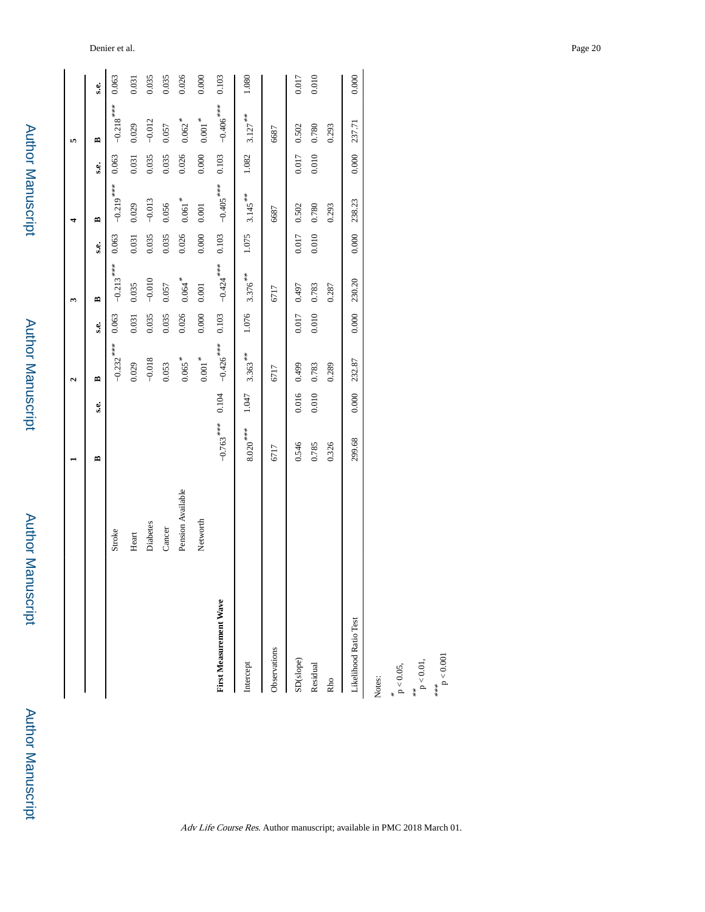| | 1 | | 2 | | 3 | | 4 | | 5 | |
|---|---|---|---|---|---|---|---|---|---|---|
| | B | s.e. | B | s.e. | B | s.e. | B | s.e. | B | s.e. |
| Stroke | | | −0.232*** | 0.063 | −0.213*** | 0.063 | −0.219*** | 0.063 | −0.218*** | 0.063 |
| Heart | | | 0.029 | 0.031 | 0.035 | 0.031 | 0.029 | 0.031 | 0.029 | 0.031 |
| Diabetes | | | −0.018 | 0.035 | −0.010 | 0.035 | −0.013 | 0.035 | −0.012 | 0.035 |
| Cancer | | | 0.053 | 0.035 | 0.057 | 0.035 | 0.056 | 0.035 | 0.057 | 0.035 |
| Pension Available | | | 0.065* | 0.026 | 0.064* | 0.026 | 0.061* | 0.026 | 0.062* | 0.026 |
| Networth | | | 0.001* | 0.000 | 0.001 | 0.000 | 0.001 | 0.000 | 0.001* | 0.000 |
| **First Measurement Wave** | −0.763*** | 0.104 | −0.426*** | 0.103 | −0.424*** | 0.103 | −0.405*** | 0.103 | −0.406*** | 0.103 |
| Intercept | 8.020*** | 1.047 | 3.363** | 1.076 | 3.376** | 1.075 | 3.145** | 1.082 | 3.127** | 1.080 |
| Observations | 6717 | | 6717 | | 6717 | | 6687 | | 6687 | |
| SD(slope) | 0.546 | 0.016 | 0.499 | 0.017 | 0.497 | 0.017 | 0.502 | 0.017 | 0.502 | 0.017 |
| Residual | 0.785 | 0.010 | 0.783 | 0.010 | 0.783 | 0.010 | 0.780 | 0.010 | 0.780 | 0.010 |
| Rho | 0.326 | | 0.289 | | 0.287 | | 0.293 | | 0.293 | |
| Likelihood Ratio Test | 299.68 | 0.000 | 232.87 | 0.000 | 230.20 | 0.000 | 238.23 | 0.000 | 237.71 | 0.000 |

Notes:

\* $p < 0.05$,

\*\* $p < 0.01$,

\*\*\* $p < 0.001$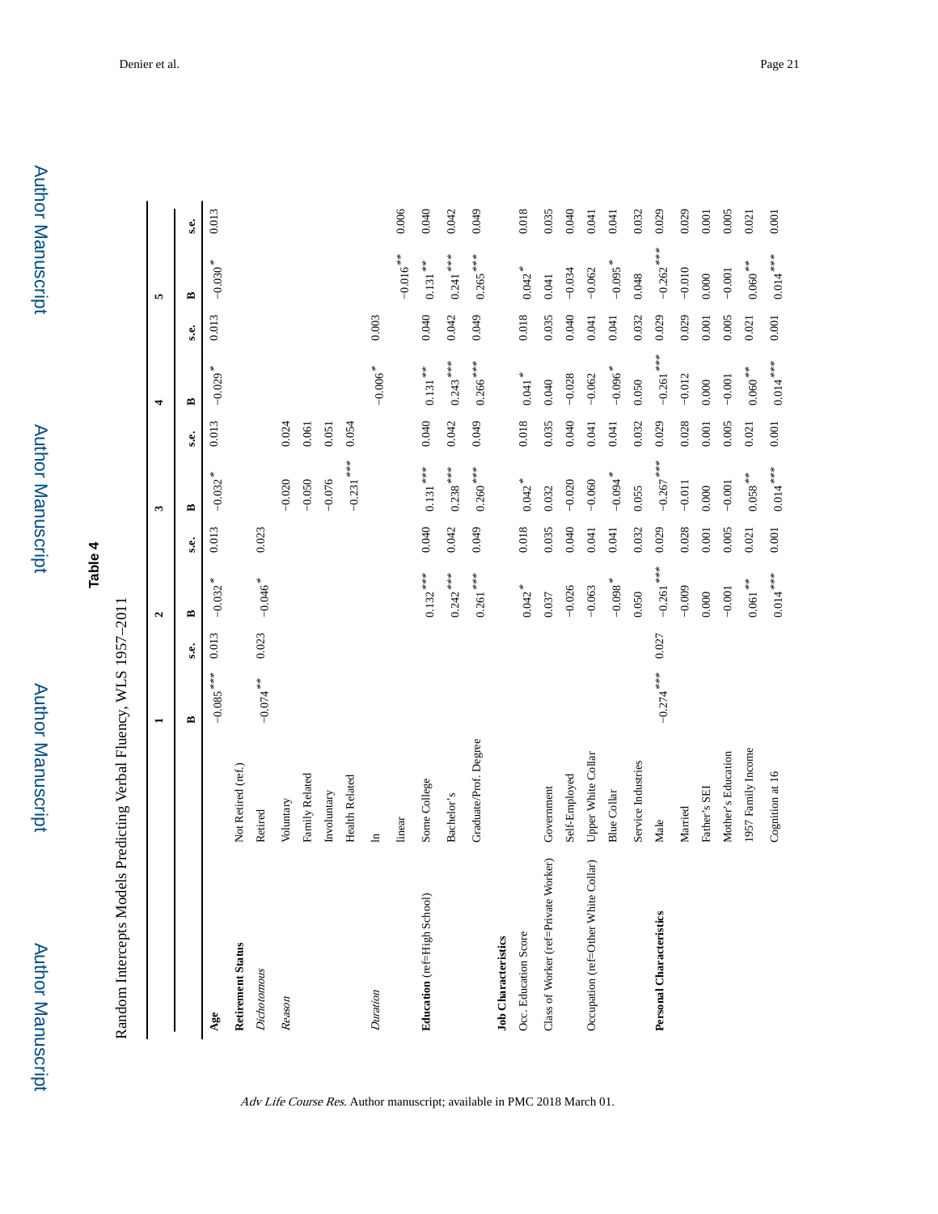**Table 4**

Random Intercepts Models Predicting Verbal Fluency, WLS 1957–2011

| | | 1 | | 2 | | 3 | | 4 | | 5 | |
|---|---|---|---|---|---|---|---|---|---|---|---|
| | | B | s.e. | B | s.e. | B | s.e. | B | s.e. | B | s.e. |
| **Age** | | −0.085*** | 0.013 | −0.032* | 0.013 | −0.032* | 0.013 | −0.029* | 0.013 | −0.030* | 0.013 |
| **Retirement Status** | Not Retired (ref.) | | | | | | | | | | |
| *Dichotomous* | Retired | −0.074** | 0.023 | −0.046* | 0.023 | | | | | | |
| *Reason* | Voluntary | | | | | −0.020 | 0.024 | | | | |
| | Family Related | | | | | −0.050 | 0.061 | | | | |
| | Involuntary | | | | | −0.076 | 0.051 | | | | |
| | Health Related | | | | | −0.231*** | 0.054 | | | | |
| *Duration* | ln | | | | | | | −0.006* | 0.003 | | |
| | linear | | | | | | | | | −0.016** | 0.006 |
| **Education** (ref=High School) | Some College | | | 0.132*** | 0.040 | 0.131*** | 0.040 | 0.131** | 0.040 | 0.131** | 0.040 |
| | Bachelor's | | | 0.242*** | 0.042 | 0.238*** | 0.042 | 0.243*** | 0.042 | 0.241*** | 0.042 |
| | Graduate/Prof. Degree | | | 0.261*** | 0.049 | 0.260*** | 0.049 | 0.266*** | 0.049 | 0.265*** | 0.049 |
| **Job Characteristics** | | | | | | | | | | | |
| Occ. Education Score | | | | 0.042* | 0.018 | 0.042* | 0.018 | 0.041* | 0.018 | 0.042* | 0.018 |
| Class of Worker (ref=Private Worker) | Government | | | 0.037 | 0.035 | 0.032 | 0.035 | 0.040 | 0.035 | 0.041 | 0.035 |
| | Self-Employed | | | −0.026 | 0.040 | −0.020 | 0.040 | −0.028 | 0.040 | −0.034 | 0.040 |
| Occupation (ref=Other White Collar) | Upper White Collar | | | −0.063 | 0.041 | −0.060 | 0.041 | −0.062 | 0.041 | −0.062 | 0.041 |
| | Blue Collar | | | −0.098* | 0.041 | −0.094* | 0.041 | −0.096* | 0.041 | −0.095* | 0.041 |
| | Service Industries | | | 0.050 | 0.032 | 0.055 | 0.032 | 0.050 | 0.032 | 0.048 | 0.032 |
| **Personal Characteristics** | Male | −0.274*** | 0.027 | −0.261*** | 0.029 | −0.267*** | 0.029 | −0.261*** | 0.029 | −0.262*** | 0.029 |
| | Married | | | −0.009 | 0.028 | −0.011 | 0.028 | −0.012 | 0.029 | −0.010 | 0.029 |
| | Father's SEI | | | 0.000 | 0.001 | 0.000 | 0.001 | 0.000 | 0.001 | 0.000 | 0.001 |
| | Mother's Education | | | −0.001 | 0.005 | −0.001 | 0.005 | −0.001 | 0.005 | −0.001 | 0.005 |
| | 1957 Family Income | | | 0.061** | 0.021 | 0.058** | 0.021 | 0.060** | 0.021 | 0.060** | 0.021 |
| | Cognition at 16 | | | 0.014*** | 0.001 | 0.014*** | 0.001 | 0.014*** | 0.001 | 0.014*** | 0.001 |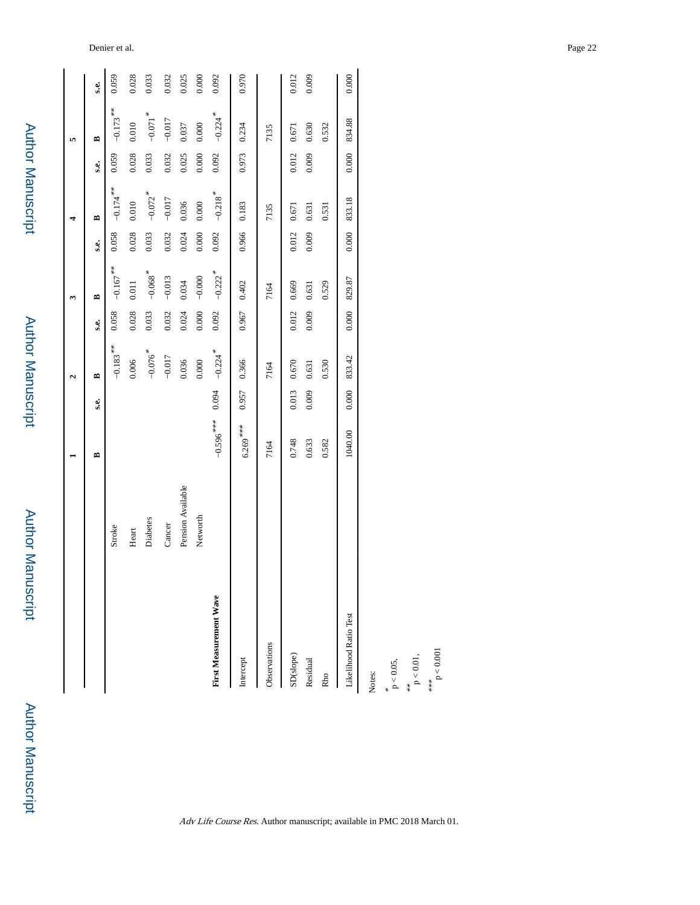| | 1 | | 2 | | 3 | | 4 | | 5 | |
|---|---|---|---|---|---|---|---|---|---|---|
| | **B** | **s.e.** | **B** | **s.e.** | **B** | **s.e.** | **B** | **s.e.** | **B** | **s.e.** |
| Stroke | | | −0.183[**] | 0.058 | −0.167[**] | 0.058 | −0.174[**] | 0.059 | −0.173[**] | 0.059 |
| Heart | | | 0.006 | 0.028 | 0.011 | 0.028 | 0.010 | 0.028 | 0.010 | 0.028 |
| Diabetes | | | −0.076[*] | 0.033 | −0.068[*] | 0.033 | −0.072[*] | 0.033 | −0.071[*] | 0.033 |
| Cancer | | | −0.017 | 0.032 | −0.013 | 0.032 | −0.017 | 0.032 | −0.017 | 0.032 |
| Pension Available | | | 0.036 | 0.024 | 0.034 | 0.024 | 0.036 | 0.025 | 0.037 | 0.025 |
| Networth | | | 0.000 | 0.000 | −0.000 | 0.000 | 0.000 | 0.000 | 0.000 | 0.000 |
| **First Measurement Wave** | −0.596[***] | 0.094 | −0.224[*] | 0.092 | −0.222[*] | 0.092 | −0.218[*] | 0.092 | −0.224[*] | 0.092 |
| Intercept | 6.269[***] | 0.957 | 0.366 | 0.967 | 0.402 | 0.966 | 0.183 | 0.973 | 0.234 | 0.970 |
| Observations | 7164 | | 7164 | | 7164 | | 7135 | | 7135 | |
| SD(slope) | 0.748 | 0.013 | 0.670 | 0.012 | 0.669 | 0.012 | 0.671 | 0.012 | 0.671 | 0.012 |
| Residual | 0.633 | 0.009 | 0.631 | 0.009 | 0.631 | 0.009 | 0.631 | 0.009 | 0.630 | 0.009 |
| Rho | 0.582 | | 0.530 | | 0.529 | | 0.531 | | 0.532 | |
| Likelihood Ratio Test | 1040.00 | 0.000 | 833.42 | 0.000 | 829.87 | 0.000 | 833.18 | 0.000 | 834.88 | 0.000 |

Notes:

[*] $p < 0.05$,

[**] $p < 0.01$,

[***] $p < 0.001$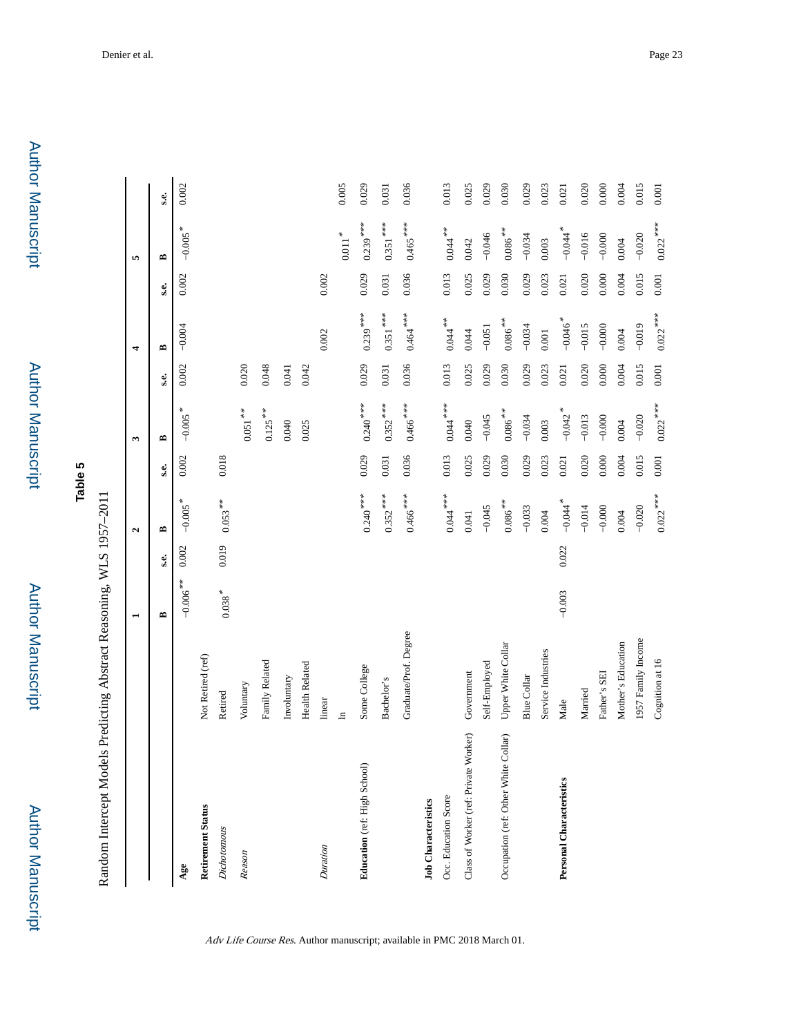**Table 5**

Random Intercept Models Predicting Abstract Reasoning, WLS 1957–2011

| | | 1 | | 2 | | 3 | | 4 | | 5 | |
|---|---|---|---|---|---|---|---|---|---|---|---|
| | | B | s.e. | B | s.e. | B | s.e. | B | s.e. | B | s.e. |
| **Age** | | −0.006** | 0.002 | −0.005* | 0.002 | −0.005* | 0.002 | −0.004 | 0.002 | −0.005* | 0.002 |
| **Retirement Status** | Not Retired (ref) | | | | | | | | | | |
| *Dichotomous* | Retired | 0.038* | 0.019 | 0.053** | 0.018 | | | | | | |
| *Reason* | Voluntary | | | | | 0.051** | 0.020 | | | | |
| | Family Related | | | | | 0.125** | 0.048 | | | | |
| | Involuntary | | | | | 0.040 | 0.041 | | | | |
| | Health Related | | | | | 0.025 | 0.042 | | | | |
| *Duration* | linear | | | | | | | 0.002 | 0.002 | | |
| | ln | | | | | | | | | 0.011* | 0.005 |
| **Education** (ref: High School) | Some College | | | 0.240*** | 0.029 | 0.240*** | 0.029 | 0.239*** | 0.029 | 0.239*** | 0.029 |
| | Bachelor's | | | 0.352*** | 0.031 | 0.352*** | 0.031 | 0.351*** | 0.031 | 0.351*** | 0.031 |
| | Graduate/Prof. Degree | | | 0.466*** | 0.036 | 0.466*** | 0.036 | 0.464*** | 0.036 | 0.465*** | 0.036 |
| **Job Characteristics** | | | | | | | | | | | |
| Occ. Education Score | | | | 0.044*** | 0.013 | 0.044*** | 0.013 | 0.044** | 0.013 | 0.044** | 0.013 |
| Class of Worker (ref: Private Worker) | Government | | | 0.041 | 0.025 | 0.040 | 0.025 | 0.044 | 0.025 | 0.042 | 0.025 |
| | Self-Employed | | | −0.045 | 0.029 | −0.045 | 0.029 | −0.051 | 0.029 | −0.046 | 0.029 |
| Occupation (ref: Other White Collar) | Upper White Collar | | | 0.086** | 0.030 | 0.086** | 0.030 | 0.086** | 0.030 | 0.086** | 0.030 |
| | Blue Collar | | | −0.033 | 0.029 | −0.034 | 0.029 | −0.034 | 0.029 | −0.034 | 0.029 |
| | Service Industries | | | 0.004 | 0.023 | 0.003 | 0.023 | 0.001 | 0.023 | 0.003 | 0.023 |
| **Personal Characteristics** | Male | −0.003 | 0.022 | −0.044* | 0.021 | −0.042* | 0.021 | −0.046* | 0.021 | −0.044* | 0.021 |
| | Married | | | −0.014 | 0.020 | −0.013 | 0.020 | −0.015 | 0.020 | −0.016 | 0.020 |
| | Father's SEI | | | −0.000 | 0.000 | −0.000 | 0.000 | −0.000 | 0.000 | −0.000 | 0.000 |
| | Mother's Education | | | 0.004 | 0.004 | 0.004 | 0.004 | 0.004 | 0.004 | 0.004 | 0.004 |
| | 1957 Family Income | | | −0.020 | 0.015 | −0.020 | 0.015 | −0.019 | 0.015 | −0.020 | 0.015 |
| | Cognition at 16 | | | 0.022*** | 0.001 | 0.022*** | 0.001 | 0.022*** | 0.001 | 0.022*** | 0.001 |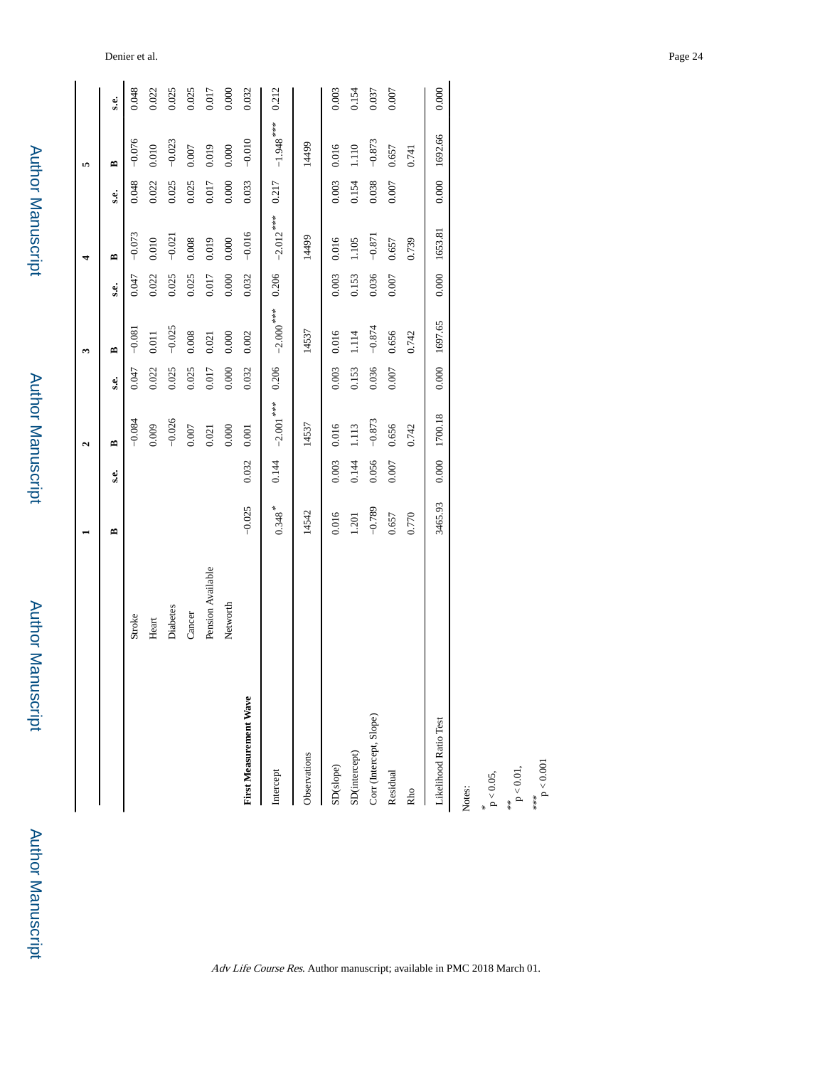| | 1 | | 2 | | 3 | | 4 | | 5 | |
|---|---|---|---|---|---|---|---|---|---|---|
| | B | s.e. | B | s.e. | B | s.e. | B | s.e. | B | s.e. |
| Stroke | | | −0.084 | 0.047 | −0.081 | 0.047 | −0.073 | 0.048 | −0.076 | 0.048 |
| Heart | | | 0.009 | 0.022 | 0.011 | 0.022 | 0.010 | 0.022 | 0.010 | 0.022 |
| Diabetes | | | −0.026 | 0.025 | −0.025 | 0.025 | −0.021 | 0.025 | −0.023 | 0.025 |
| Cancer | | | 0.007 | 0.025 | 0.008 | 0.025 | 0.008 | 0.025 | 0.007 | 0.025 |
| Pension Available | | | 0.021 | 0.017 | 0.021 | 0.017 | 0.019 | 0.017 | 0.019 | 0.017 |
| Networth | | | 0.000 | 0.000 | 0.000 | 0.000 | 0.000 | 0.000 | 0.000 | 0.000 |
| **First Measurement Wave** | −0.025 | 0.032 | 0.001 | 0.032 | 0.002 | 0.032 | −0.016 | 0.033 | −0.010 | 0.032 |
| Intercept | 0.348* | 0.144 | −2.001*** | 0.206 | −2.000*** | 0.206 | −2.012*** | 0.217 | −1.948*** | 0.212 |
| Observations | 14542 | | 14537 | | 14537 | | 14499 | | 14499 | |
| SD(slope) | 0.016 | 0.003 | 0.016 | 0.003 | 0.016 | 0.003 | 0.016 | 0.003 | 0.016 | 0.003 |
| SD(intercept) | 1.201 | 0.144 | 1.113 | 0.153 | 1.114 | 0.153 | 1.105 | 0.154 | 1.110 | 0.154 |
| Corr (Intercept, Slope) | −0.789 | 0.056 | −0.873 | 0.036 | −0.874 | 0.036 | −0.871 | 0.038 | −0.873 | 0.037 |
| Residual | 0.657 | 0.007 | 0.656 | 0.007 | 0.656 | 0.007 | 0.657 | 0.007 | 0.657 | 0.007 |
| Rho | 0.770 | | 0.742 | | 0.742 | | 0.739 | | 0.741 | |
| Likelihood Ratio Test | 3465.93 | 0.000 | 1700.18 | 0.000 | 1697.65 | 0.000 | 1653.81 | 0.000 | 1692.66 | 0.000 |

Notes:

* $p < 0.05$,

** $p < 0.01$,

*** $p < 0.001$